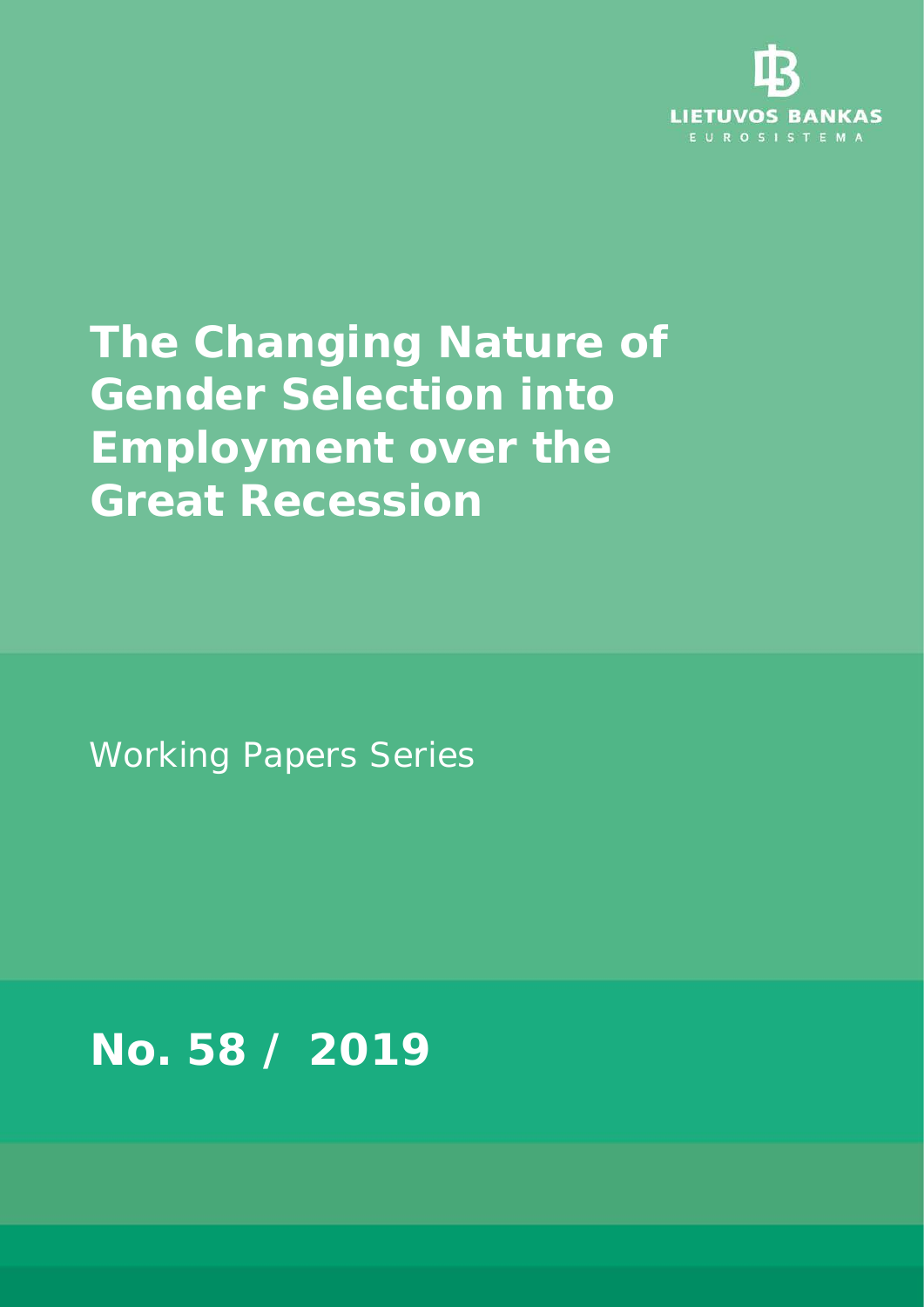LIETUVOS BANKAS

EUROSISTEMA

# The Changing Nature of Gender Selection into Employment over the Great Recession

Working Papers Series

**No. 58 / 2019**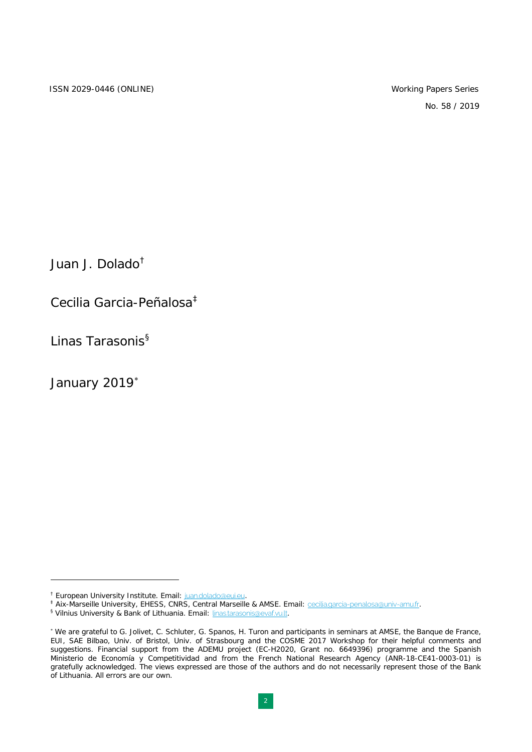ISSN 2029-0446 (ONLINE)

Working Papers Series

No. 58 / 2019

Juan J. Dolado[†]

Cecilia Garcia-Peñalosa[‡]

Linas Tarasonis[§]

January 2019[*]

[†] European University Institute. Email: juan.dolado@eui.eu.

[‡] Aix-Marseille University, EHESS, CNRS, Central Marseille & AMSE. Email: cecilia.garcia-penalosa@univ-amu.fr.

[§] Vilnius University & Bank of Lithuania. Email: linas.tarasonis@evaf.vu.lt.

[*] We are grateful to G. Jolivet, C. Schluter, G. Spanos, H. Turon and participants in seminars at AMSE, the Banque de France, EUI, SAE Bilbao, Univ. of Bristol, Univ. of Strasbourg and the COSME 2017 Workshop for their helpful comments and suggestions. Financial support from the ADEMU project (EC-H2020, Grant no. 6649396) programme and the Spanish Ministerio de Economía y Competitividad and from the French National Research Agency (ANR-18-CE41-0003-01) is gratefully acknowledged. The views expressed are those of the authors and do not necessarily represent those of the Bank of Lithuania. All errors are our own.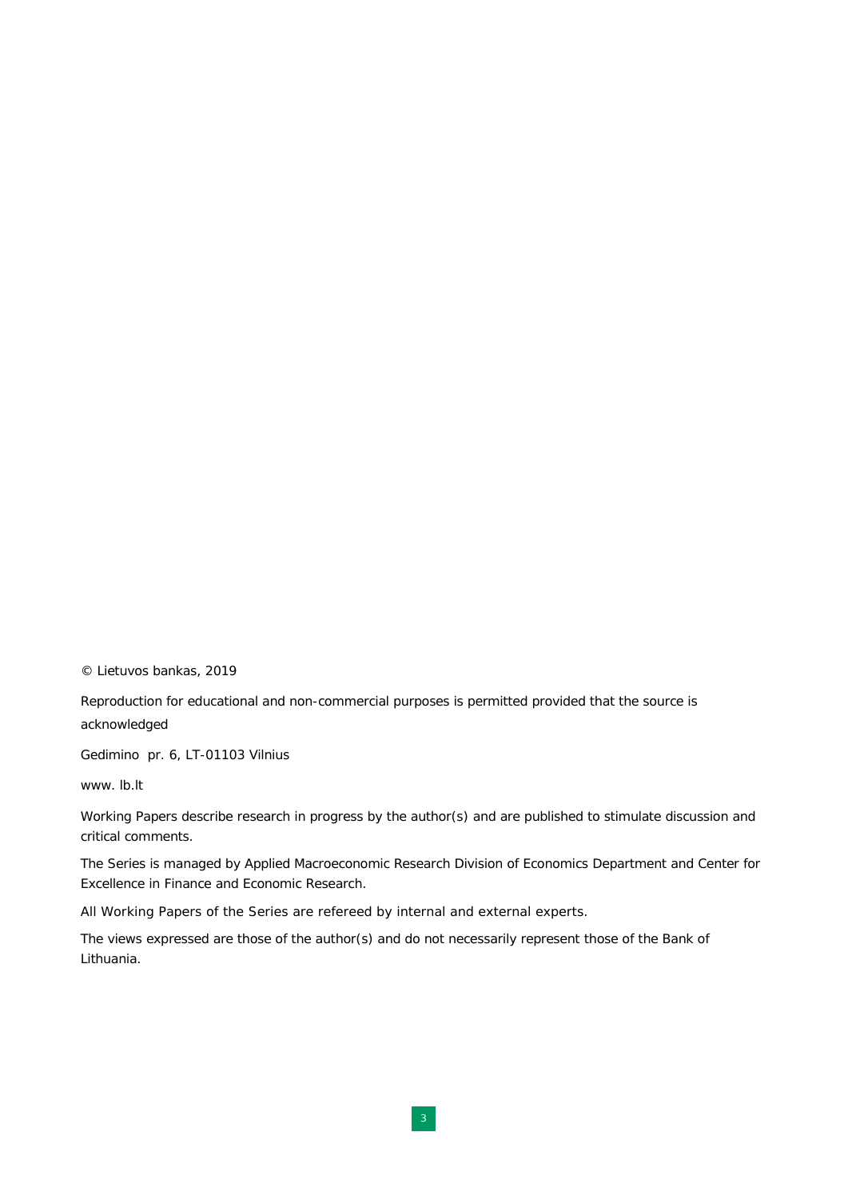© Lietuvos bankas, 2019

Reproduction for educational and non-commercial purposes is permitted provided that the source is acknowledged

Gedimino pr. 6, LT-01103 Vilnius

www. lb.lt

Working Papers describe research in progress by the author(s) and are published to stimulate discussion and critical comments.

The Series is managed by Applied Macroeconomic Research Division of Economics Department and Center for Excellence in Finance and Economic Research.

All Working Papers of the Series are refereed by internal and external experts.

The views expressed are those of the author(s) and do not necessarily represent those of the Bank of Lithuania.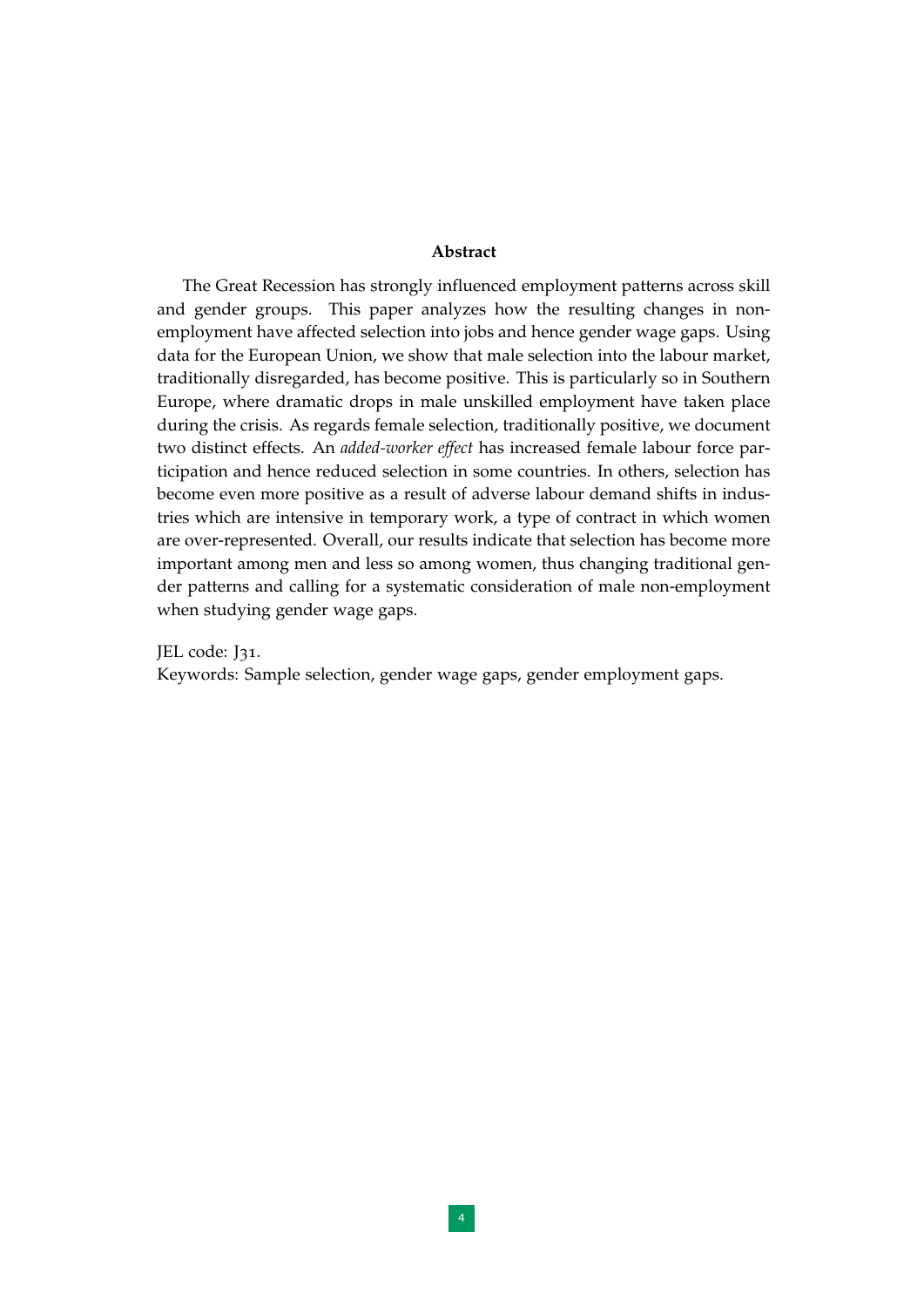## Abstract

The Great Recession has strongly influenced employment patterns across skill and gender groups. This paper analyzes how the resulting changes in non-employment have affected selection into jobs and hence gender wage gaps. Using data for the European Union, we show that male selection into the labour market, traditionally disregarded, has become positive. This is particularly so in Southern Europe, where dramatic drops in male unskilled employment have taken place during the crisis. As regards female selection, traditionally positive, we document two distinct effects. An *added-worker effect* has increased female labour force participation and hence reduced selection in some countries. In others, selection has become even more positive as a result of adverse labour demand shifts in industries which are intensive in temporary work, a type of contract in which women are over-represented. Overall, our results indicate that selection has become more important among men and less so among women, thus changing traditional gender patterns and calling for a systematic consideration of male non-employment when studying gender wage gaps.

JEL code: J31.
Keywords: Sample selection, gender wage gaps, gender employment gaps.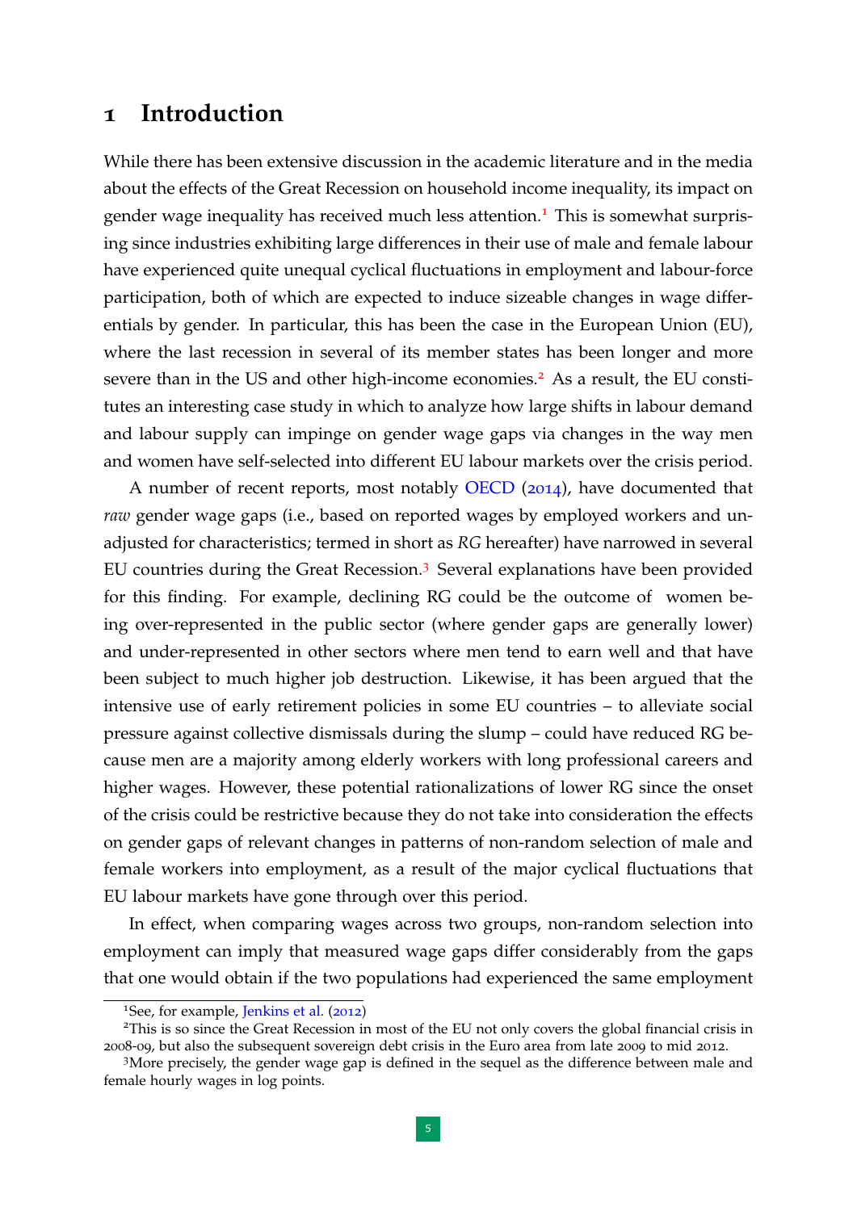# 1 Introduction

While there has been extensive discussion in the academic literature and in the media about the effects of the Great Recession on household income inequality, its impact on gender wage inequality has received much less attention.[1] This is somewhat surprising since industries exhibiting large differences in their use of male and female labour have experienced quite unequal cyclical fluctuations in employment and labour-force participation, both of which are expected to induce sizeable changes in wage differentials by gender. In particular, this has been the case in the European Union (EU), where the last recession in several of its member states has been longer and more severe than in the US and other high-income economies.[2] As a result, the EU constitutes an interesting case study in which to analyze how large shifts in labour demand and labour supply can impinge on gender wage gaps via changes in the way men and women have self-selected into different EU labour markets over the crisis period.

A number of recent reports, most notably OECD (2014), have documented that *raw* gender wage gaps (i.e., based on reported wages by employed workers and unadjusted for characteristics; termed in short as *RG* hereafter) have narrowed in several EU countries during the Great Recession.[3] Several explanations have been provided for this finding. For example, declining RG could be the outcome of women being over-represented in the public sector (where gender gaps are generally lower) and under-represented in other sectors where men tend to earn well and that have been subject to much higher job destruction. Likewise, it has been argued that the intensive use of early retirement policies in some EU countries – to alleviate social pressure against collective dismissals during the slump – could have reduced RG because men are a majority among elderly workers with long professional careers and higher wages. However, these potential rationalizations of lower RG since the onset of the crisis could be restrictive because they do not take into consideration the effects on gender gaps of relevant changes in patterns of non-random selection of male and female workers into employment, as a result of the major cyclical fluctuations that EU labour markets have gone through over this period.

In effect, when comparing wages across two groups, non-random selection into employment can imply that measured wage gaps differ considerably from the gaps that one would obtain if the two populations had experienced the same employment

[1] See, for example, Jenkins et al. (2012)

[2] This is so since the Great Recession in most of the EU not only covers the global financial crisis in 2008-09, but also the subsequent sovereign debt crisis in the Euro area from late 2009 to mid 2012.

[3] More precisely, the gender wage gap is defined in the sequel as the difference between male and female hourly wages in log points.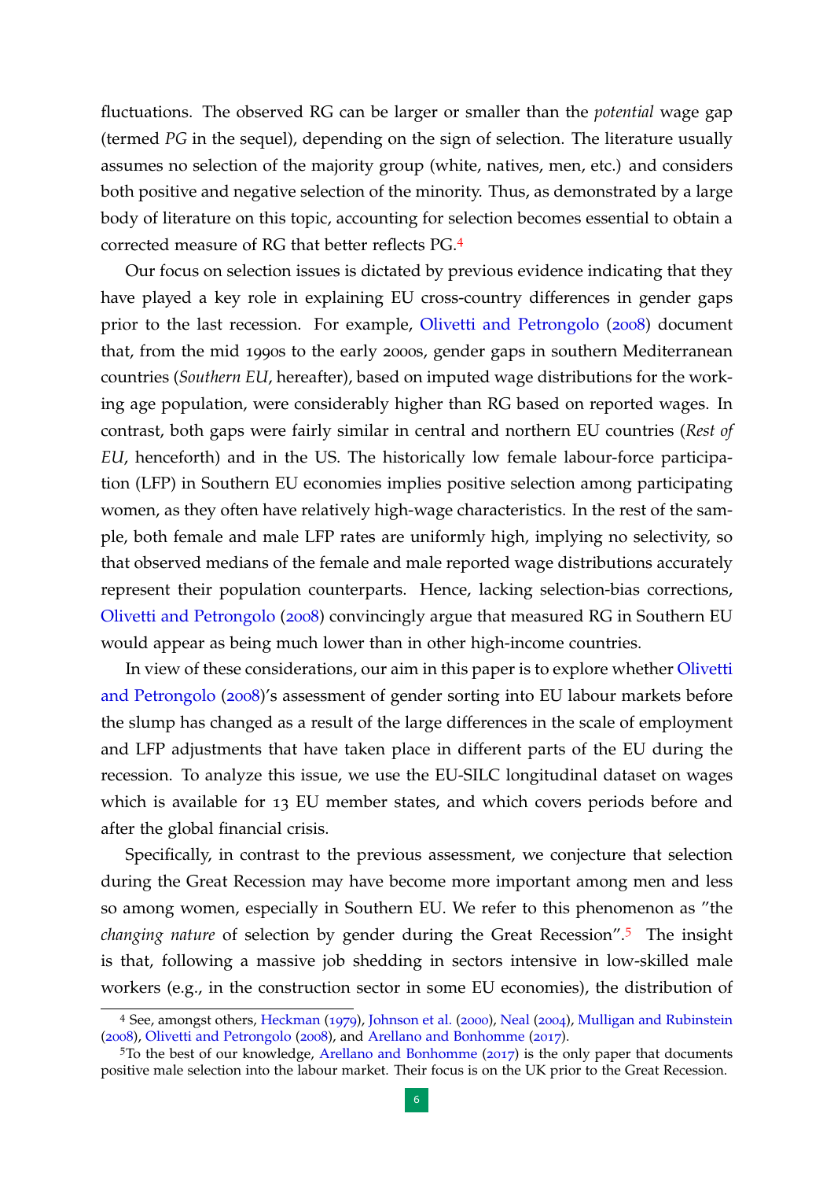fluctuations. The observed RG can be larger or smaller than the *potential* wage gap (termed *PG* in the sequel), depending on the sign of selection. The literature usually assumes no selection of the majority group (white, natives, men, etc.) and considers both positive and negative selection of the minority. Thus, as demonstrated by a large body of literature on this topic, accounting for selection becomes essential to obtain a corrected measure of RG that better reflects PG.[4]

Our focus on selection issues is dictated by previous evidence indicating that they have played a key role in explaining EU cross-country differences in gender gaps prior to the last recession. For example, Olivetti and Petrongolo (2008) document that, from the mid 1990s to the early 2000s, gender gaps in southern Mediterranean countries (*Southern EU*, hereafter), based on imputed wage distributions for the working age population, were considerably higher than RG based on reported wages. In contrast, both gaps were fairly similar in central and northern EU countries (*Rest of EU*, henceforth) and in the US. The historically low female labour-force participation (LFP) in Southern EU economies implies positive selection among participating women, as they often have relatively high-wage characteristics. In the rest of the sample, both female and male LFP rates are uniformly high, implying no selectivity, so that observed medians of the female and male reported wage distributions accurately represent their population counterparts. Hence, lacking selection-bias corrections, Olivetti and Petrongolo (2008) convincingly argue that measured RG in Southern EU would appear as being much lower than in other high-income countries.

In view of these considerations, our aim in this paper is to explore whether Olivetti and Petrongolo (2008)'s assessment of gender sorting into EU labour markets before the slump has changed as a result of the large differences in the scale of employment and LFP adjustments that have taken place in different parts of the EU during the recession. To analyze this issue, we use the EU-SILC longitudinal dataset on wages which is available for 13 EU member states, and which covers periods before and after the global financial crisis.

Specifically, in contrast to the previous assessment, we conjecture that selection during the Great Recession may have become more important among men and less so among women, especially in Southern EU. We refer to this phenomenon as "the *changing nature* of selection by gender during the Great Recession".[5] The insight is that, following a massive job shedding in sectors intensive in low-skilled male workers (e.g., in the construction sector in some EU economies), the distribution of

[4] See, amongst others, Heckman (1979), Johnson et al. (2000), Neal (2004), Mulligan and Rubinstein (2008), Olivetti and Petrongolo (2008), and Arellano and Bonhomme (2017).

[5] To the best of our knowledge, Arellano and Bonhomme (2017) is the only paper that documents positive male selection into the labour market. Their focus is on the UK prior to the Great Recession.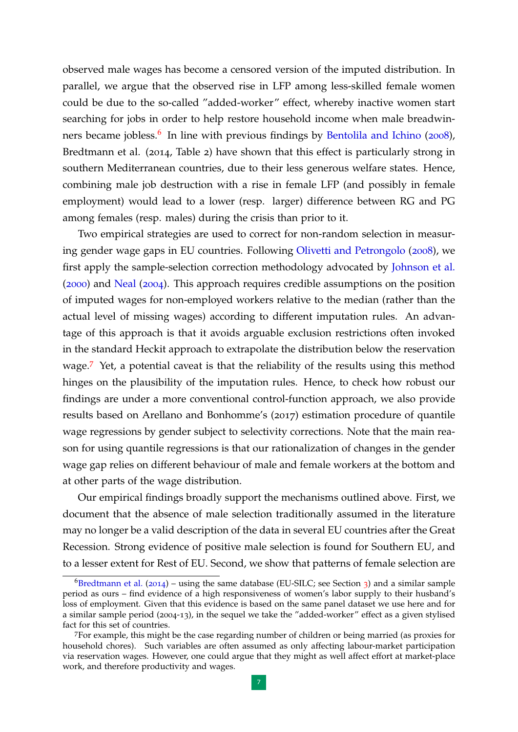observed male wages has become a censored version of the imputed distribution. In parallel, we argue that the observed rise in LFP among less-skilled female women could be due to the so-called "added-worker" effect, whereby inactive women start searching for jobs in order to help restore household income when male breadwinners became jobless.[6] In line with previous findings by Bentolila and Ichino (2008), Bredtmann et al. (2014, Table 2) have shown that this effect is particularly strong in southern Mediterranean countries, due to their less generous welfare states. Hence, combining male job destruction with a rise in female LFP (and possibly in female employment) would lead to a lower (resp. larger) difference between RG and PG among females (resp. males) during the crisis than prior to it.

Two empirical strategies are used to correct for non-random selection in measuring gender wage gaps in EU countries. Following Olivetti and Petrongolo (2008), we first apply the sample-selection correction methodology advocated by Johnson et al. (2000) and Neal (2004). This approach requires credible assumptions on the position of imputed wages for non-employed workers relative to the median (rather than the actual level of missing wages) according to different imputation rules. An advantage of this approach is that it avoids arguable exclusion restrictions often invoked in the standard Heckit approach to extrapolate the distribution below the reservation wage.[7] Yet, a potential caveat is that the reliability of the results using this method hinges on the plausibility of the imputation rules. Hence, to check how robust our findings are under a more conventional control-function approach, we also provide results based on Arellano and Bonhomme's (2017) estimation procedure of quantile wage regressions by gender subject to selectivity corrections. Note that the main reason for using quantile regressions is that our rationalization of changes in the gender wage gap relies on different behaviour of male and female workers at the bottom and at other parts of the wage distribution.

Our empirical findings broadly support the mechanisms outlined above. First, we document that the absence of male selection traditionally assumed in the literature may no longer be a valid description of the data in several EU countries after the Great Recession. Strong evidence of positive male selection is found for Southern EU, and to a lesser extent for Rest of EU. Second, we show that patterns of female selection are

[6] Bredtmann et al. (2014) – using the same database (EU-SILC; see Section 3) and a similar sample period as ours – find evidence of a high responsiveness of women's labor supply to their husband's loss of employment. Given that this evidence is based on the same panel dataset we use here and for a similar sample period (2004-13), in the sequel we take the "added-worker" effect as a given stylised fact for this set of countries.

[7] For example, this might be the case regarding number of children or being married (as proxies for household chores). Such variables are often assumed as only affecting labour-market participation via reservation wages. However, one could argue that they might as well affect effort at market-place work, and therefore productivity and wages.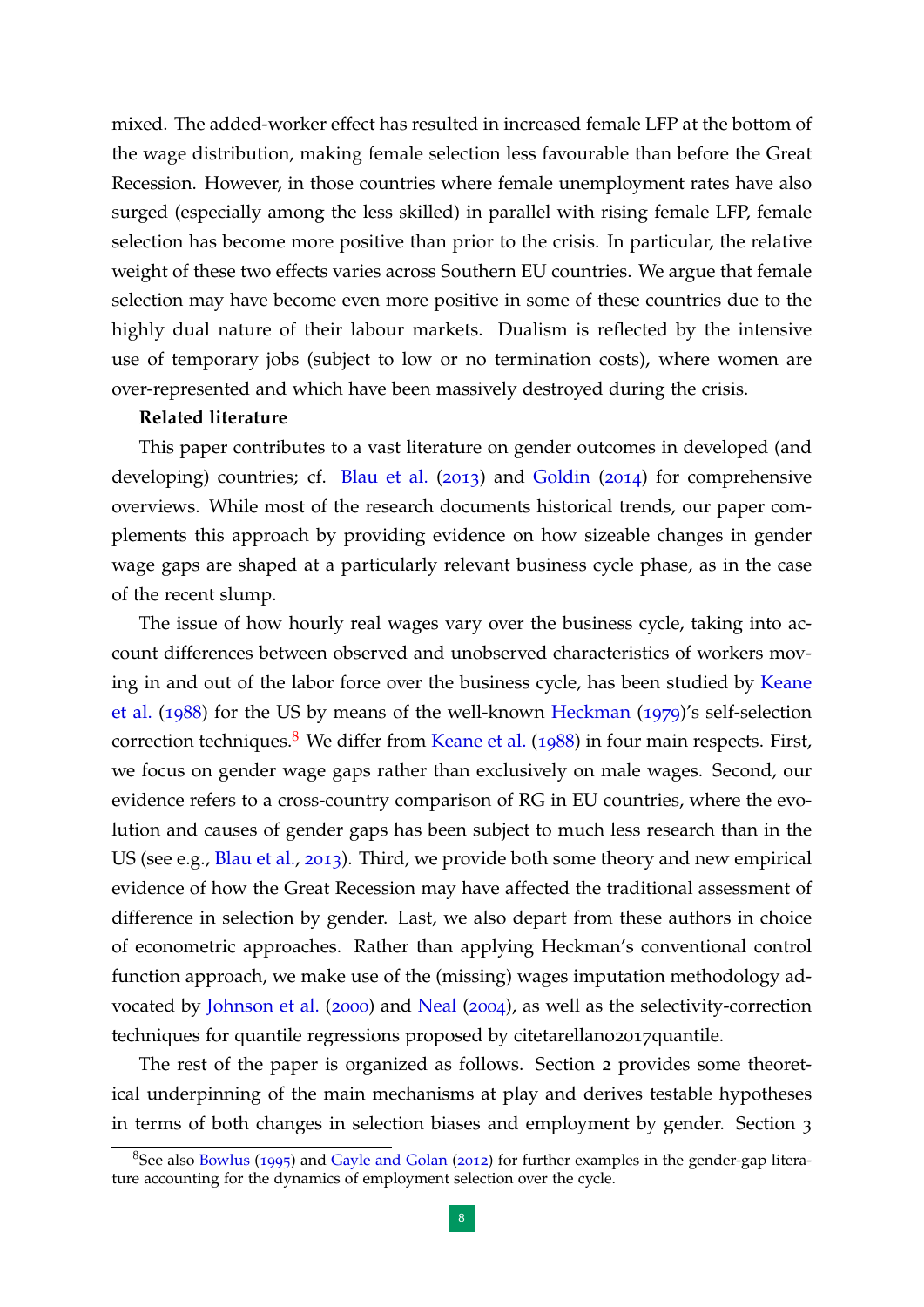mixed. The added-worker effect has resulted in increased female LFP at the bottom of the wage distribution, making female selection less favourable than before the Great Recession. However, in those countries where female unemployment rates have also surged (especially among the less skilled) in parallel with rising female LFP, female selection has become more positive than prior to the crisis. In particular, the relative weight of these two effects varies across Southern EU countries. We argue that female selection may have become even more positive in some of these countries due to the highly dual nature of their labour markets. Dualism is reflected by the intensive use of temporary jobs (subject to low or no termination costs), where women are over-represented and which have been massively destroyed during the crisis.

**Related literature**

This paper contributes to a vast literature on gender outcomes in developed (and developing) countries; cf. Blau et al. (2013) and Goldin (2014) for comprehensive overviews. While most of the research documents historical trends, our paper complements this approach by providing evidence on how sizeable changes in gender wage gaps are shaped at a particularly relevant business cycle phase, as in the case of the recent slump.

The issue of how hourly real wages vary over the business cycle, taking into account differences between observed and unobserved characteristics of workers moving in and out of the labor force over the business cycle, has been studied by Keane et al. (1988) for the US by means of the well-known Heckman (1979)'s self-selection correction techniques.[8] We differ from Keane et al. (1988) in four main respects. First, we focus on gender wage gaps rather than exclusively on male wages. Second, our evidence refers to a cross-country comparison of RG in EU countries, where the evolution and causes of gender gaps has been subject to much less research than in the US (see e.g., Blau et al., 2013). Third, we provide both some theory and new empirical evidence of how the Great Recession may have affected the traditional assessment of difference in selection by gender. Last, we also depart from these authors in choice of econometric approaches. Rather than applying Heckman's conventional control function approach, we make use of the (missing) wages imputation methodology advocated by Johnson et al. (2000) and Neal (2004), as well as the selectivity-correction techniques for quantile regressions proposed by citetarellano2017quantile.

The rest of the paper is organized as follows. Section 2 provides some theoretical underpinning of the main mechanisms at play and derives testable hypotheses in terms of both changes in selection biases and employment by gender. Section 3

[8] See also Bowlus (1995) and Gayle and Golan (2012) for further examples in the gender-gap literature accounting for the dynamics of employment selection over the cycle.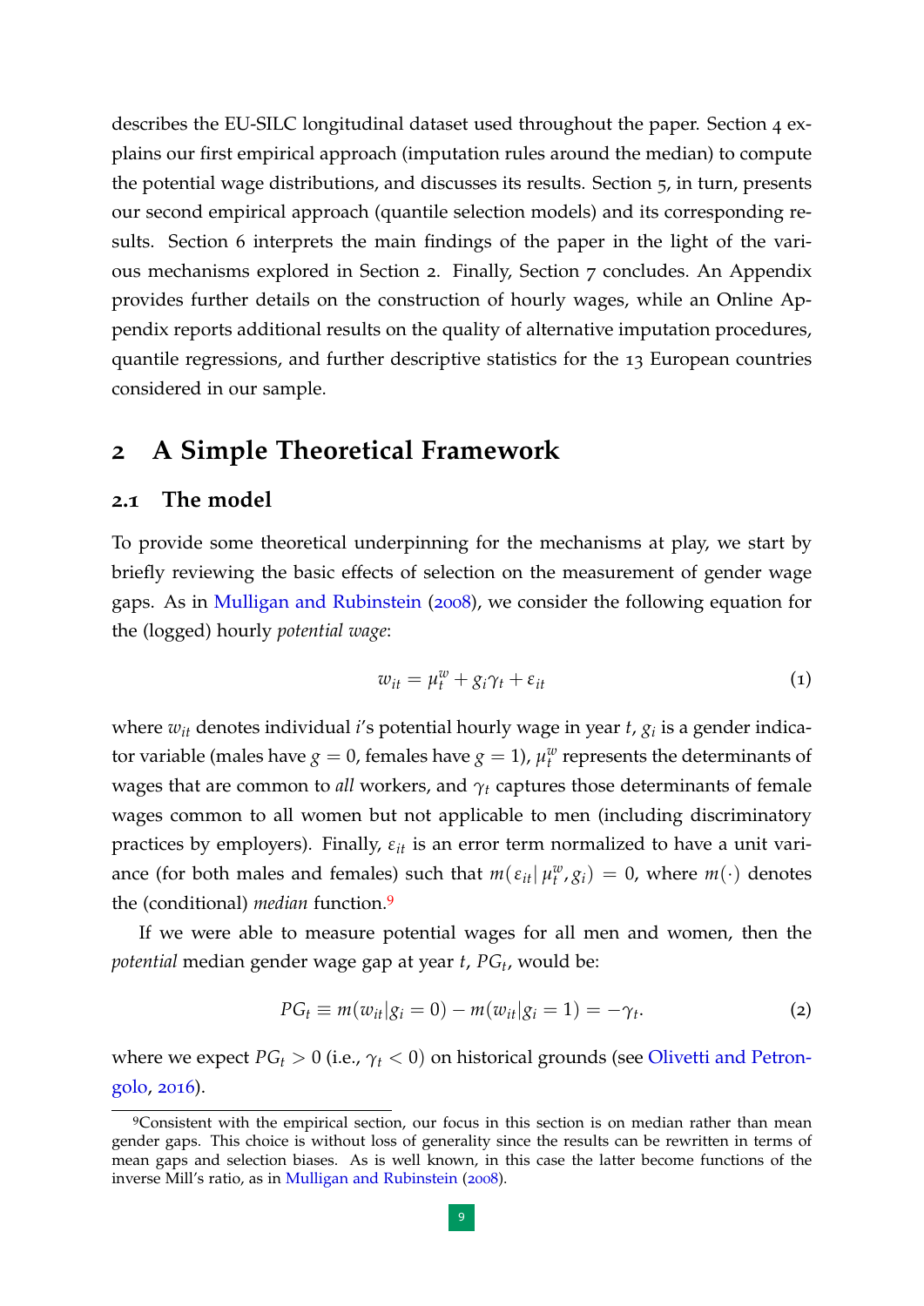describes the EU-SILC longitudinal dataset used throughout the paper. Section 4 explains our first empirical approach (imputation rules around the median) to compute the potential wage distributions, and discusses its results. Section 5, in turn, presents our second empirical approach (quantile selection models) and its corresponding results. Section 6 interprets the main findings of the paper in the light of the various mechanisms explored in Section 2. Finally, Section 7 concludes. An Appendix provides further details on the construction of hourly wages, while an Online Appendix reports additional results on the quality of alternative imputation procedures, quantile regressions, and further descriptive statistics for the 13 European countries considered in our sample.

## 2 A Simple Theoretical Framework

### 2.1 The model

To provide some theoretical underpinning for the mechanisms at play, we start by briefly reviewing the basic effects of selection on the measurement of gender wage gaps. As in Mulligan and Rubinstein (2008), we consider the following equation for the (logged) hourly *potential wage*:

$$w_{it} = \mu_t^w + g_i \gamma_t + \varepsilon_{it} \tag{1}$$

where $w_{it}$ denotes individual $i$'s potential hourly wage in year $t$, $g_i$ is a gender indicator variable (males have $g = 0$, females have $g = 1$), $\mu_t^w$ represents the determinants of wages that are common to *all* workers, and $\gamma_t$ captures those determinants of female wages common to all women but not applicable to men (including discriminatory practices by employers). Finally, $\varepsilon_{it}$ is an error term normalized to have a unit variance (for both males and females) such that $m(\varepsilon_{it} | \mu_t^w, g_i) = 0$, where $m(\cdot)$ denotes the (conditional) *median* function.[9]

If we were able to measure potential wages for all men and women, then the *potential* median gender wage gap at year $t$, $PG_t$, would be:

$$PG_t \equiv m(w_{it} | g_i = 0) - m(w_{it} | g_i = 1) = -\gamma_t. \tag{2}$$

where we expect $PG_t > 0$ (i.e., $\gamma_t < 0$) on historical grounds (see Olivetti and Petrongolo, 2016).

[9]Consistent with the empirical section, our focus in this section is on median rather than mean gender gaps. This choice is without loss of generality since the results can be rewritten in terms of mean gaps and selection biases. As is well known, in this case the latter become functions of the inverse Mill's ratio, as in Mulligan and Rubinstein (2008).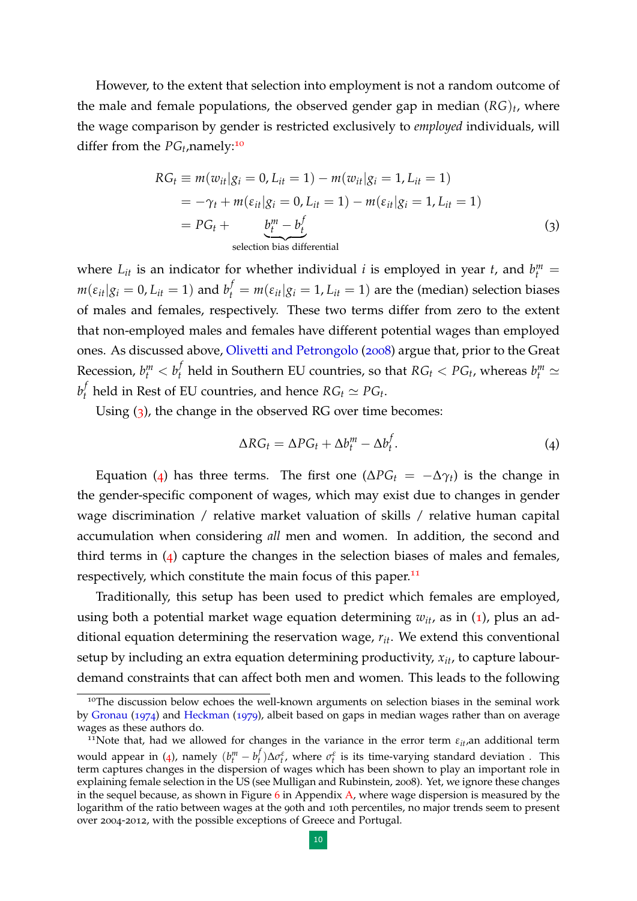However, to the extent that selection into employment is not a random outcome of the male and female populations, the observed gender gap in median $(RG)_t$, where the wage comparison by gender is restricted exclusively to *employed* individuals, will differ from the $PG_t$,namely:[10]

$$
\begin{aligned}
RG_t &\equiv m(w_{it}|g_i = 0, L_{it} = 1) - m(w_{it}|g_i = 1, L_{it} = 1) \\
&= -\gamma_t + m(\varepsilon_{it}|g_i = 0, L_{it} = 1) - m(\varepsilon_{it}|g_i = 1, L_{it} = 1) \\
&= PG_t + \underbrace{b_t^m - b_t^f}_{\text{selection bias differential}}
\end{aligned}
\tag{3}
$$

where $L_{it}$ is an indicator for whether individual $i$ is employed in year $t$, and $b_t^m = m(\varepsilon_{it}|g_i = 0, L_{it} = 1)$ and $b_t^f = m(\varepsilon_{it}|g_i = 1, L_{it} = 1)$ are the (median) selection biases of males and females, respectively. These two terms differ from zero to the extent that non-employed males and females have different potential wages than employed ones. As discussed above, Olivetti and Petrongolo (2008) argue that, prior to the Great Recession, $b_t^m < b_t^f$ held in Southern EU countries, so that $RG_t < PG_t$, whereas $b_t^m \simeq b_t^f$ held in Rest of EU countries, and hence $RG_t \simeq PG_t$.

Using (3), the change in the observed RG over time becomes:

$$
\Delta RG_t = \Delta PG_t + \Delta b_t^m - \Delta b_t^f. \tag{4}
$$

Equation (4) has three terms. The first one ($\Delta PG_t = -\Delta\gamma_t$) is the change in the gender-specific component of wages, which may exist due to changes in gender wage discrimination / relative market valuation of skills / relative human capital accumulation when considering *all* men and women. In addition, the second and third terms in (4) capture the changes in the selection biases of males and females, respectively, which constitute the main focus of this paper.[11]

Traditionally, this setup has been used to predict which females are employed, using both a potential market wage equation determining $w_{it}$, as in (1), plus an additional equation determining the reservation wage, $r_{it}$. We extend this conventional setup by including an extra equation determining productivity, $x_{it}$, to capture labour-demand constraints that can affect both men and women. This leads to the following

---

[10] The discussion below echoes the well-known arguments on selection biases in the seminal work by Gronau (1974) and Heckman (1979), albeit based on gaps in median wages rather than on average wages as these authors do.

[11] Note that, had we allowed for changes in the variance in the error term $\varepsilon_{it}$,an additional term would appear in (4), namely $(b_t^m - b_t^f)\Delta\sigma_t^\varepsilon$, where $\sigma_t^\varepsilon$ is its time-varying standard deviation . This term captures changes in the dispersion of wages which has been shown to play an important role in explaining female selection in the US (see Mulligan and Rubinstein, 2008). Yet, we ignore these changes in the sequel because, as shown in Figure 6 in Appendix A, where wage dispersion is measured by the logarithm of the ratio between wages at the 90th and 10th percentiles, no major trends seem to present over 2004-2012, with the possible exceptions of Greece and Portugal.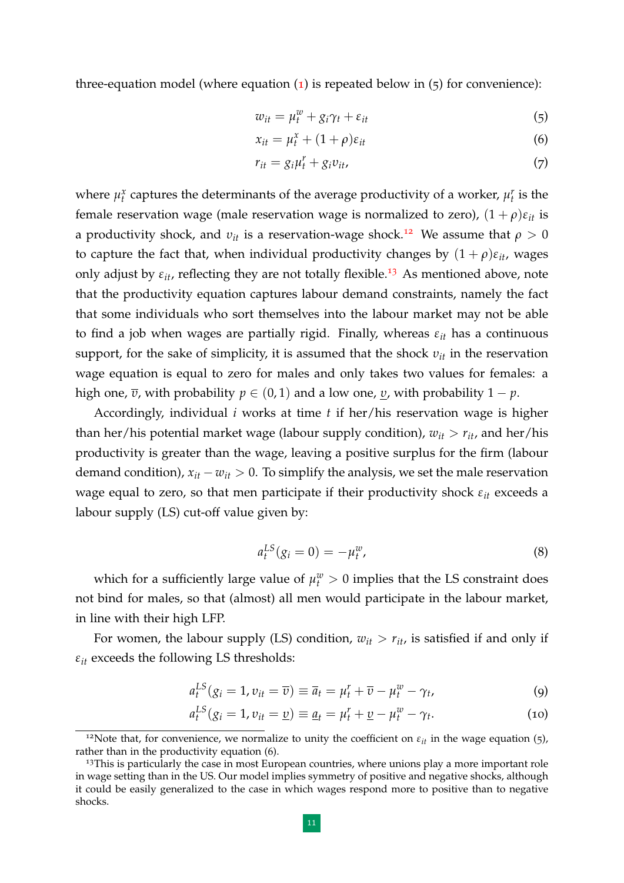three-equation model (where equation (1) is repeated below in (5) for convenience):

$$w_{it} = \mu_t^w + g_i \gamma_t + \varepsilon_{it} \tag{5}$$

$$x_{it} = \mu_t^x + (1+\rho)\varepsilon_{it} \tag{6}$$

$$r_{it} = g_i \mu_t^r + g_i v_{it}, \tag{7}$$

where $\mu_t^x$ captures the determinants of the average productivity of a worker, $\mu_t^r$ is the female reservation wage (male reservation wage is normalized to zero), $(1+\rho)\varepsilon_{it}$ is a productivity shock, and $v_{it}$ is a reservation-wage shock.[12] We assume that $\rho > 0$ to capture the fact that, when individual productivity changes by $(1+\rho)\varepsilon_{it}$, wages only adjust by $\varepsilon_{it}$, reflecting they are not totally flexible.[13] As mentioned above, note that the productivity equation captures labour demand constraints, namely the fact that some individuals who sort themselves into the labour market may not be able to find a job when wages are partially rigid. Finally, whereas $\varepsilon_{it}$ has a continuous support, for the sake of simplicity, it is assumed that the shock $v_{it}$ in the reservation wage equation is equal to zero for males and only takes two values for females: a high one, $\overline{v}$, with probability $p \in (0,1)$ and a low one, $\underline{v}$, with probability $1-p$.

Accordingly, individual $i$ works at time $t$ if her/his reservation wage is higher than her/his potential market wage (labour supply condition), $w_{it} > r_{it}$, and her/his productivity is greater than the wage, leaving a positive surplus for the firm (labour demand condition), $x_{it} - w_{it} > 0$. To simplify the analysis, we set the male reservation wage equal to zero, so that men participate if their productivity shock $\varepsilon_{it}$ exceeds a labour supply (LS) cut-off value given by:

$$a_t^{LS}(g_i = 0) = -\mu_t^w, \tag{8}$$

which for a sufficiently large value of $\mu_t^w > 0$ implies that the LS constraint does not bind for males, so that (almost) all men would participate in the labour market, in line with their high LFP.

For women, the labour supply (LS) condition, $w_{it} > r_{it}$, is satisfied if and only if $\varepsilon_{it}$ exceeds the following LS thresholds:

$$a_t^{LS}(g_i = 1, v_{it} = \overline{v}) \equiv \overline{a}_t = \mu_t^r + \overline{v} - \mu_t^w - \gamma_t, \tag{9}$$

$$a_t^{LS}(g_i = 1, v_{it} = \underline{v}) \equiv \underline{a}_t = \mu_t^r + \underline{v} - \mu_t^w - \gamma_t. \tag{10}$$

---

[12] Note that, for convenience, we normalize to unity the coefficient on $\varepsilon_{it}$ in the wage equation (5), rather than in the productivity equation (6).

[13] This is particularly the case in most European countries, where unions play a more important role in wage setting than in the US. Our model implies symmetry of positive and negative shocks, although it could be easily generalized to the case in which wages respond more to positive than to negative shocks.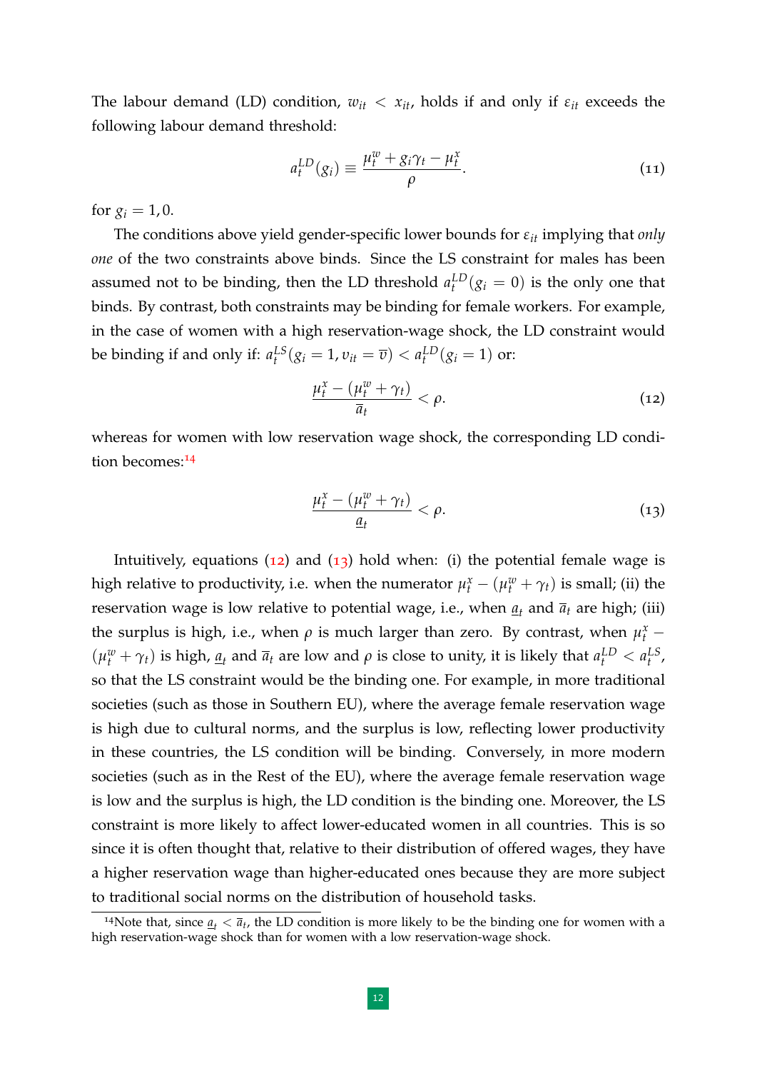The labour demand (LD) condition, $w_{it} < x_{it}$, holds if and only if $\varepsilon_{it}$ exceeds the following labour demand threshold:

$$a_t^{LD}(g_i) \equiv \frac{\mu_t^w + g_i\gamma_t - \mu_t^x}{\rho}. \tag{11}$$

for $g_i = 1, 0$.

The conditions above yield gender-specific lower bounds for $\varepsilon_{it}$ implying that *only one* of the two constraints above binds. Since the LS constraint for males has been assumed not to be binding, then the LD threshold $a_t^{LD}(g_i = 0)$ is the only one that binds. By contrast, both constraints may be binding for female workers. For example, in the case of women with a high reservation-wage shock, the LD constraint would be binding if and only if: $a_t^{LS}(g_i = 1, v_{it} = \overline{v}) < a_t^{LD}(g_i = 1)$ or:

$$\frac{\mu_t^x - (\mu_t^w + \gamma_t)}{\overline{a}_t} < \rho. \tag{12}$$

whereas for women with low reservation wage shock, the corresponding LD condition becomes:[14]

$$\frac{\mu_t^x - (\mu_t^w + \gamma_t)}{\underline{a}_t} < \rho. \tag{13}$$

Intuitively, equations (12) and (13) hold when: (i) the potential female wage is high relative to productivity, i.e. when the numerator $\mu_t^x - (\mu_t^w + \gamma_t)$ is small; (ii) the reservation wage is low relative to potential wage, i.e., when $\underline{a}_t$ and $\overline{a}_t$ are high; (iii) the surplus is high, i.e., when $\rho$ is much larger than zero. By contrast, when $\mu_t^x - (\mu_t^w + \gamma_t)$ is high, $\underline{a}_t$ and $\overline{a}_t$ are low and $\rho$ is close to unity, it is likely that $a_t^{LD} < a_t^{LS}$, so that the LS constraint would be the binding one. For example, in more traditional societies (such as those in Southern EU), where the average female reservation wage is high due to cultural norms, and the surplus is low, reflecting lower productivity in these countries, the LS condition will be binding. Conversely, in more modern societies (such as in the Rest of the EU), where the average female reservation wage is low and the surplus is high, the LD condition is the binding one. Moreover, the LS constraint is more likely to affect lower-educated women in all countries. This is so since it is often thought that, relative to their distribution of offered wages, they have a higher reservation wage than higher-educated ones because they are more subject to traditional social norms on the distribution of household tasks.

[14] Note that, since $\underline{a}_t < \overline{a}_t$, the LD condition is more likely to be the binding one for women with a high reservation-wage shock than for women with a low reservation-wage shock.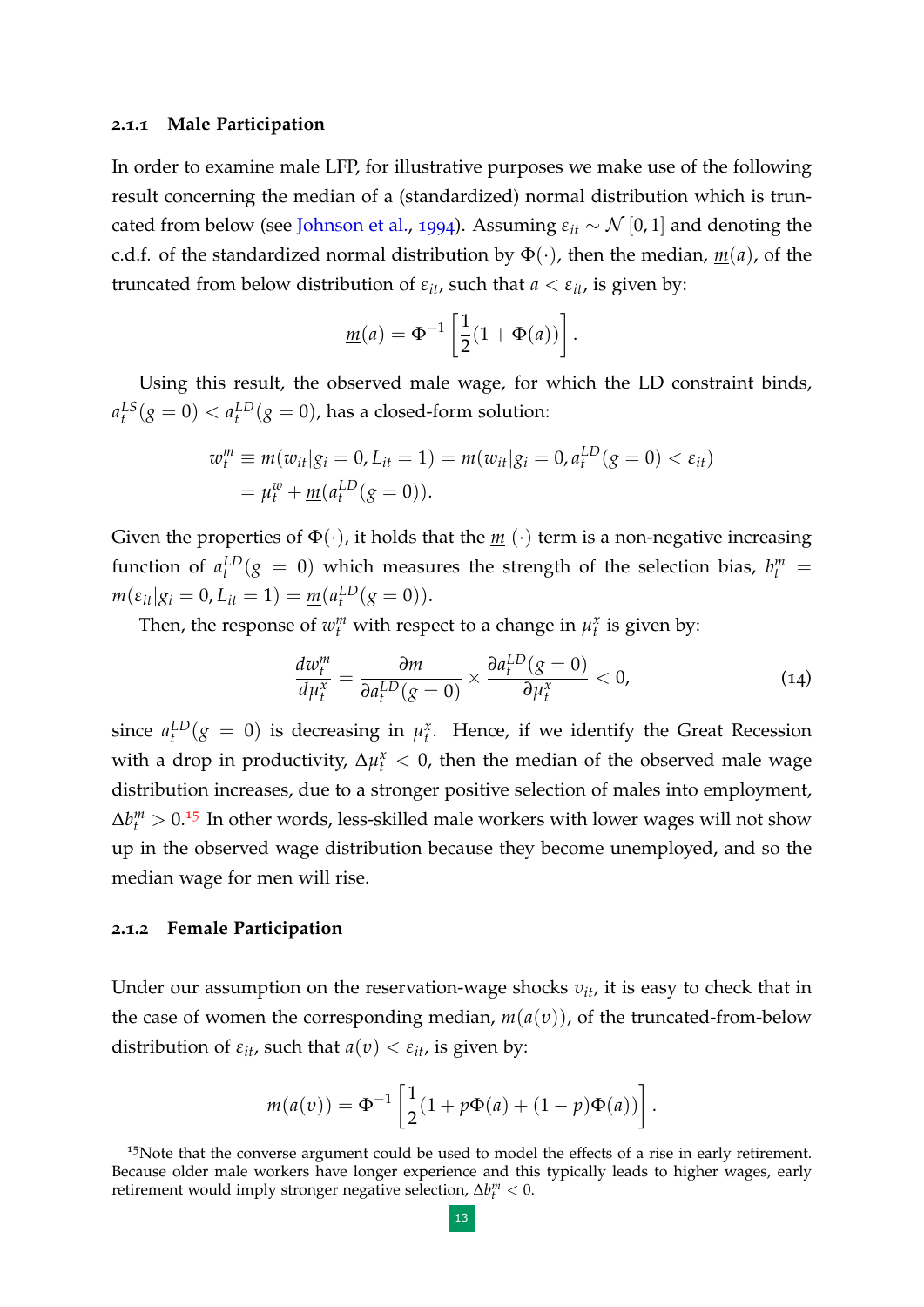### 2.1.1 Male Participation

In order to examine male LFP, for illustrative purposes we make use of the following result concerning the median of a (standardized) normal distribution which is truncated from below (see Johnson et al., 1994). Assuming $\varepsilon_{it} \sim \mathcal{N}[0,1]$ and denoting the c.d.f. of the standardized normal distribution by $\Phi(\cdot)$, then the median, $\underline{m}(a)$, of the truncated from below distribution of $\varepsilon_{it}$, such that $a < \varepsilon_{it}$, is given by:

$$\underline{m}(a) = \Phi^{-1}\left[\frac{1}{2}(1+\Phi(a))\right].$$

Using this result, the observed male wage, for which the LD constraint binds, $a_t^{LS}(g=0) < a_t^{LD}(g=0)$, has a closed-form solution:

$$\begin{aligned} w_t^m &\equiv m(w_{it}|g_i = 0, L_{it} = 1) = m(w_{it}|g_i = 0, a_t^{LD}(g=0) < \varepsilon_{it}) \\ &= \mu_t^w + \underline{m}(a_t^{LD}(g=0)). \end{aligned}$$

Given the properties of $\Phi(\cdot)$, it holds that the $\underline{m}(\cdot)$ term is a non-negative increasing function of $a_t^{LD}(g=0)$ which measures the strength of the selection bias, $b_t^m = m(\varepsilon_{it}|g_i = 0, L_{it} = 1) = \underline{m}(a_t^{LD}(g=0))$.

Then, the response of $w_t^m$ with respect to a change in $\mu_t^x$ is given by:

$$\frac{dw_t^m}{d\mu_t^x} = \frac{\partial \underline{m}}{\partial a_t^{LD}(g=0)} \times \frac{\partial a_t^{LD}(g=0)}{\partial \mu_t^x} < 0, \tag{14}$$

since $a_t^{LD}(g=0)$ is decreasing in $\mu_t^x$. Hence, if we identify the Great Recession with a drop in productivity, $\Delta\mu_t^x < 0$, then the median of the observed male wage distribution increases, due to a stronger positive selection of males into employment, $\Delta b_t^m > 0$.[15] In other words, less-skilled male workers with lower wages will not show up in the observed wage distribution because they become unemployed, and so the median wage for men will rise.

### 2.1.2 Female Participation

Under our assumption on the reservation-wage shocks $v_{it}$, it is easy to check that in the case of women the corresponding median, $\underline{m}(a(v))$, of the truncated-from-below distribution of $\varepsilon_{it}$, such that $a(v) < \varepsilon_{it}$, is given by:

$$\underline{m}(a(v)) = \Phi^{-1}\left[\frac{1}{2}(1 + p\Phi(\overline{a}) + (1-p)\Phi(\underline{a}))\right].$$

[15] Note that the converse argument could be used to model the effects of a rise in early retirement. Because older male workers have longer experience and this typically leads to higher wages, early retirement would imply stronger negative selection, $\Delta b_t^m < 0$.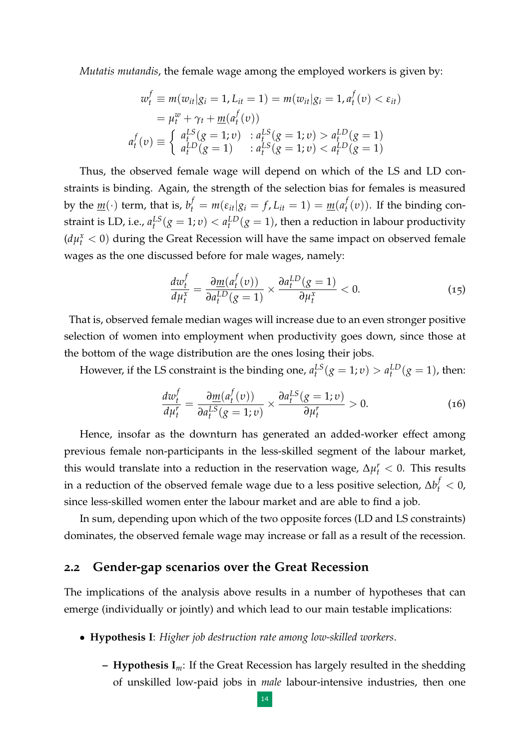*Mutatis mutandis*, the female wage among the employed workers is given by:

$$
\begin{aligned}
w_t^f &\equiv m(w_{it}|g_i = 1, L_{it} = 1) = m(w_{it}|g_i = 1, a_t^f(v) < \varepsilon_{it}) \\
&= \mu_t^w + \gamma_t + \underline{m}(a_t^f(v)) \\
a_t^f(v) &\equiv \begin{cases} a_t^{LS}(g=1;v) & : a_t^{LS}(g=1;v) > a_t^{LD}(g=1) \\ a_t^{LD}(g=1) & : a_t^{LS}(g=1;v) < a_t^{LD}(g=1) \end{cases}
\end{aligned}
$$

Thus, the observed female wage will depend on which of the LS and LD constraints is binding. Again, the strength of the selection bias for females is measured by the $\underline{m}(\cdot)$ term, that is, $b_t^f = m(\varepsilon_{it}|g_i = f, L_{it} = 1) = \underline{m}(a_t^f(v))$. If the binding constraint is LD, i.e., $a_t^{LS}(g=1;v) < a_t^{LD}(g=1)$, then a reduction in labour productivity ($d\mu_t^x < 0$) during the Great Recession will have the same impact on observed female wages as the one discussed before for male wages, namely:

$$
\frac{dw_t^f}{d\mu_t^x} = \frac{\partial \underline{m}(a_t^f(v))}{\partial a_t^{LD}(g=1)} \times \frac{\partial a_t^{LD}(g=1)}{\partial \mu_t^x} < 0. \tag{15}
$$

That is, observed female median wages will increase due to an even stronger positive selection of women into employment when productivity goes down, since those at the bottom of the wage distribution are the ones losing their jobs.

However, if the LS constraint is the binding one, $a_t^{LS}(g=1;v) > a_t^{LD}(g=1)$, then:

$$
\frac{dw_t^f}{d\mu_t^r} = \frac{\partial \underline{m}(a_t^f(v))}{\partial a_t^{LS}(g=1;v)} \times \frac{\partial a_t^{LS}(g=1;v)}{\partial \mu_t^r} > 0. \tag{16}
$$

Hence, insofar as the downturn has generated an added-worker effect among previous female non-participants in the less-skilled segment of the labour market, this would translate into a reduction in the reservation wage, $\Delta\mu_t^r < 0$. This results in a reduction of the observed female wage due to a less positive selection, $\Delta b_t^f < 0$, since less-skilled women enter the labour market and are able to find a job.

In sum, depending upon which of the two opposite forces (LD and LS constraints) dominates, the observed female wage may increase or fall as a result of the recession.

## 2.2 Gender-gap scenarios over the Great Recession

The implications of the analysis above results in a number of hypotheses that can emerge (individually or jointly) and which lead to our main testable implications:

- **Hypothesis I**: *Higher job destruction rate among low-skilled workers*.
  - **Hypothesis I$_m$**: If the Great Recession has largely resulted in the shedding of unskilled low-paid jobs in *male* labour-intensive industries, then one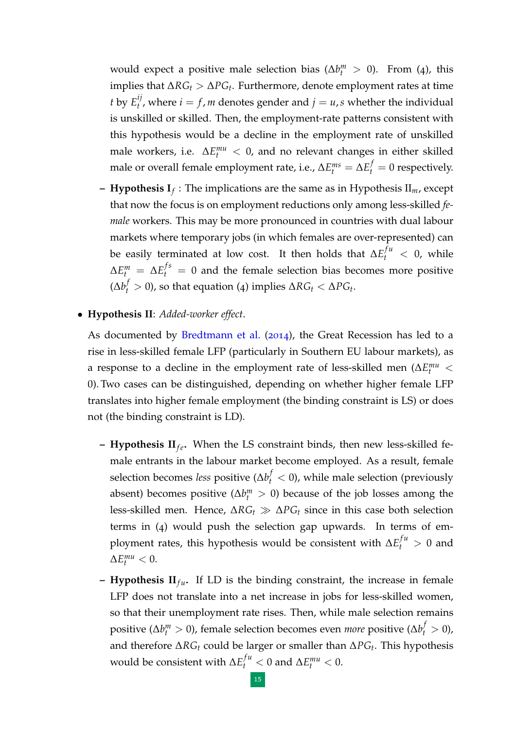would expect a positive male selection bias ($\Delta b_t^m > 0$). From (4), this implies that $\Delta RG_t > \Delta PG_t$. Furthermore, denote employment rates at time $t$ by $E_t^{ij}$, where $i = f, m$ denotes gender and $j = u, s$ whether the individual is unskilled or skilled. Then, the employment-rate patterns consistent with this hypothesis would be a decline in the employment rate of unskilled male workers, i.e. $\Delta E_t^{mu} < 0$, and no relevant changes in either skilled male or overall female employment rate, i.e., $\Delta E_t^{ms} = \Delta E_t^f = 0$ respectively.

  - **Hypothesis I$_f$** : The implications are the same as in Hypothesis II$_m$, except that now the focus is on employment reductions only among less-skilled *female* workers. This may be more pronounced in countries with dual labour markets where temporary jobs (in which females are over-represented) can be easily terminated at low cost. It then holds that $\Delta E_t^{fu} < 0$, while $\Delta E_t^m = \Delta E_t^{fs} = 0$ and the female selection bias becomes more positive ($\Delta b_t^f > 0$), so that equation (4) implies $\Delta RG_t < \Delta PG_t$.

- **Hypothesis II**: *Added-worker effect*.

  As documented by Bredtmann et al. (2014), the Great Recession has led to a rise in less-skilled female LFP (particularly in Southern EU labour markets), as a response to a decline in the employment rate of less-skilled men ($\Delta E_t^{mu} < 0$). Two cases can be distinguished, depending on whether higher female LFP translates into higher female employment (the binding constraint is LS) or does not (the binding constraint is LD).

  - **Hypothesis II$_{fe}$.** When the LS constraint binds, then new less-skilled female entrants in the labour market become employed. As a result, female selection becomes *less* positive ($\Delta b_t^f < 0$), while male selection (previously absent) becomes positive ($\Delta b_t^m > 0$) because of the job losses among the less-skilled men. Hence, $\Delta RG_t \gg \Delta PG_t$ since in this case both selection terms in (4) would push the selection gap upwards. In terms of employment rates, this hypothesis would be consistent with $\Delta E_t^{fu} > 0$ and $\Delta E_t^{mu} < 0$.

  - **Hypothesis II$_{fu}$.** If LD is the binding constraint, the increase in female LFP does not translate into a net increase in jobs for less-skilled women, so that their unemployment rate rises. Then, while male selection remains positive ($\Delta b_t^m > 0$), female selection becomes even *more* positive ($\Delta b_t^f > 0$), and therefore $\Delta RG_t$ could be larger or smaller than $\Delta PG_t$. This hypothesis would be consistent with $\Delta E_t^{fu} < 0$ and $\Delta E_t^{mu} < 0$.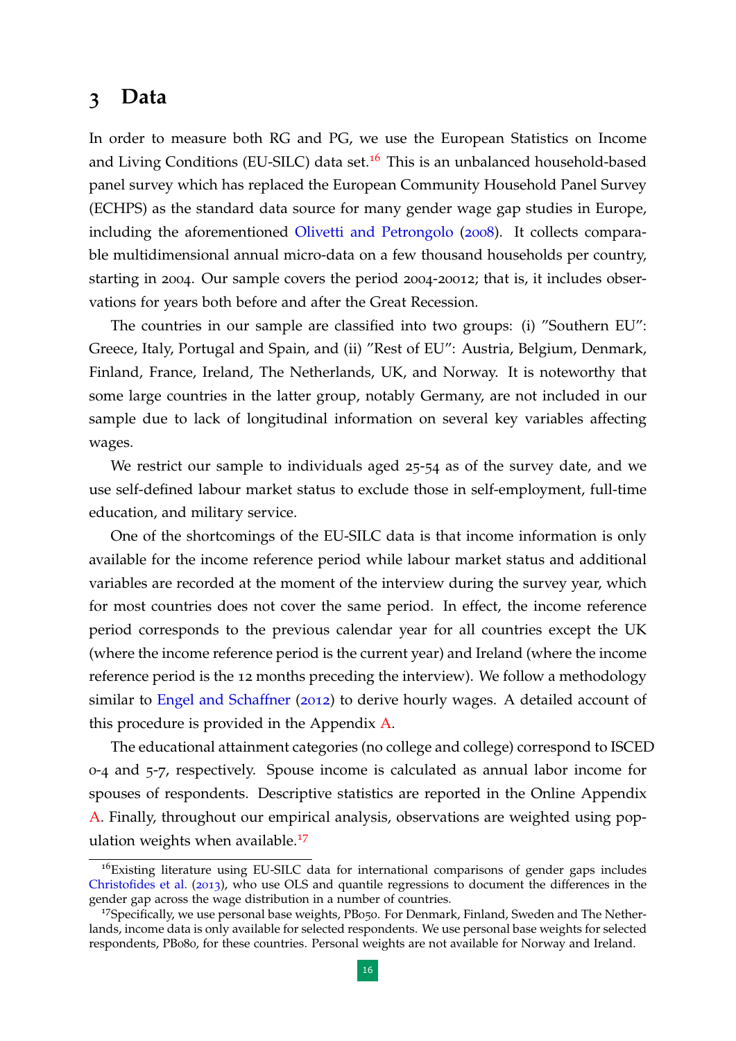## 3 Data

In order to measure both RG and PG, we use the European Statistics on Income and Living Conditions (EU-SILC) data set.[16] This is an unbalanced household-based panel survey which has replaced the European Community Household Panel Survey (ECHPS) as the standard data source for many gender wage gap studies in Europe, including the aforementioned Olivetti and Petrongolo (2008). It collects comparable multidimensional annual micro-data on a few thousand households per country, starting in 2004. Our sample covers the period 2004-20012; that is, it includes observations for years both before and after the Great Recession.

The countries in our sample are classified into two groups: (i) "Southern EU": Greece, Italy, Portugal and Spain, and (ii) "Rest of EU": Austria, Belgium, Denmark, Finland, France, Ireland, The Netherlands, UK, and Norway. It is noteworthy that some large countries in the latter group, notably Germany, are not included in our sample due to lack of longitudinal information on several key variables affecting wages.

We restrict our sample to individuals aged 25-54 as of the survey date, and we use self-defined labour market status to exclude those in self-employment, full-time education, and military service.

One of the shortcomings of the EU-SILC data is that income information is only available for the income reference period while labour market status and additional variables are recorded at the moment of the interview during the survey year, which for most countries does not cover the same period. In effect, the income reference period corresponds to the previous calendar year for all countries except the UK (where the income reference period is the current year) and Ireland (where the income reference period is the 12 months preceding the interview). We follow a methodology similar to Engel and Schaffner (2012) to derive hourly wages. A detailed account of this procedure is provided in the Appendix A.

The educational attainment categories (no college and college) correspond to ISCED 0-4 and 5-7, respectively. Spouse income is calculated as annual labor income for spouses of respondents. Descriptive statistics are reported in the Online Appendix A. Finally, throughout our empirical analysis, observations are weighted using population weights when available.[17]

[16] Existing literature using EU-SILC data for international comparisons of gender gaps includes Christofides et al. (2013), who use OLS and quantile regressions to document the differences in the gender gap across the wage distribution in a number of countries.

[17] Specifically, we use personal base weights, PB050. For Denmark, Finland, Sweden and The Netherlands, income data is only available for selected respondents. We use personal base weights for selected respondents, PB080, for these countries. Personal weights are not available for Norway and Ireland.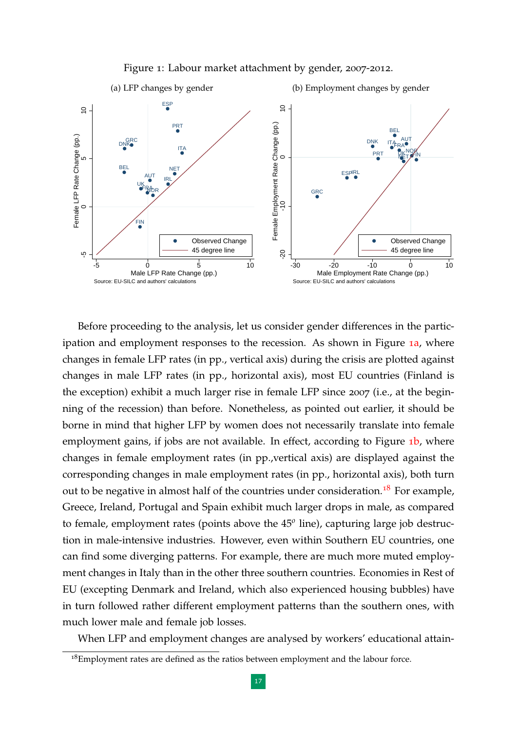Figure 1: Labour market attachment by gender, 2007-2012.

(a) LFP changes by gender

(b) Employment changes by gender

Source: EU-SILC and authors' calculations

Before proceeding to the analysis, let us consider gender differences in the participation and employment responses to the recession. As shown in Figure 1a, where changes in female LFP rates (in pp., vertical axis) during the crisis are plotted against changes in male LFP rates (in pp., horizontal axis), most EU countries (Finland is the exception) exhibit a much larger rise in female LFP since 2007 (i.e., at the beginning of the recession) than before. Nonetheless, as pointed out earlier, it should be borne in mind that higher LFP by women does not necessarily translate into female employment gains, if jobs are not available. In effect, according to Figure 1b, where changes in female employment rates (in pp.,vertical axis) are displayed against the corresponding changes in male employment rates (in pp., horizontal axis), both turn out to be negative in almost half of the countries under consideration.[18] For example, Greece, Ireland, Portugal and Spain exhibit much larger drops in male, as compared to female, employment rates (points above the $45^o$ line), capturing large job destruction in male-intensive industries. However, even within Southern EU countries, one can find some diverging patterns. For example, there are much more muted employment changes in Italy than in the other three southern countries. Economies in Rest of EU (excepting Denmark and Ireland, which also experienced housing bubbles) have in turn followed rather different employment patterns than the southern ones, with much lower male and female job losses.

When LFP and employment changes are analysed by workers' educational attain-

[18] Employment rates are defined as the ratios between employment and the labour force.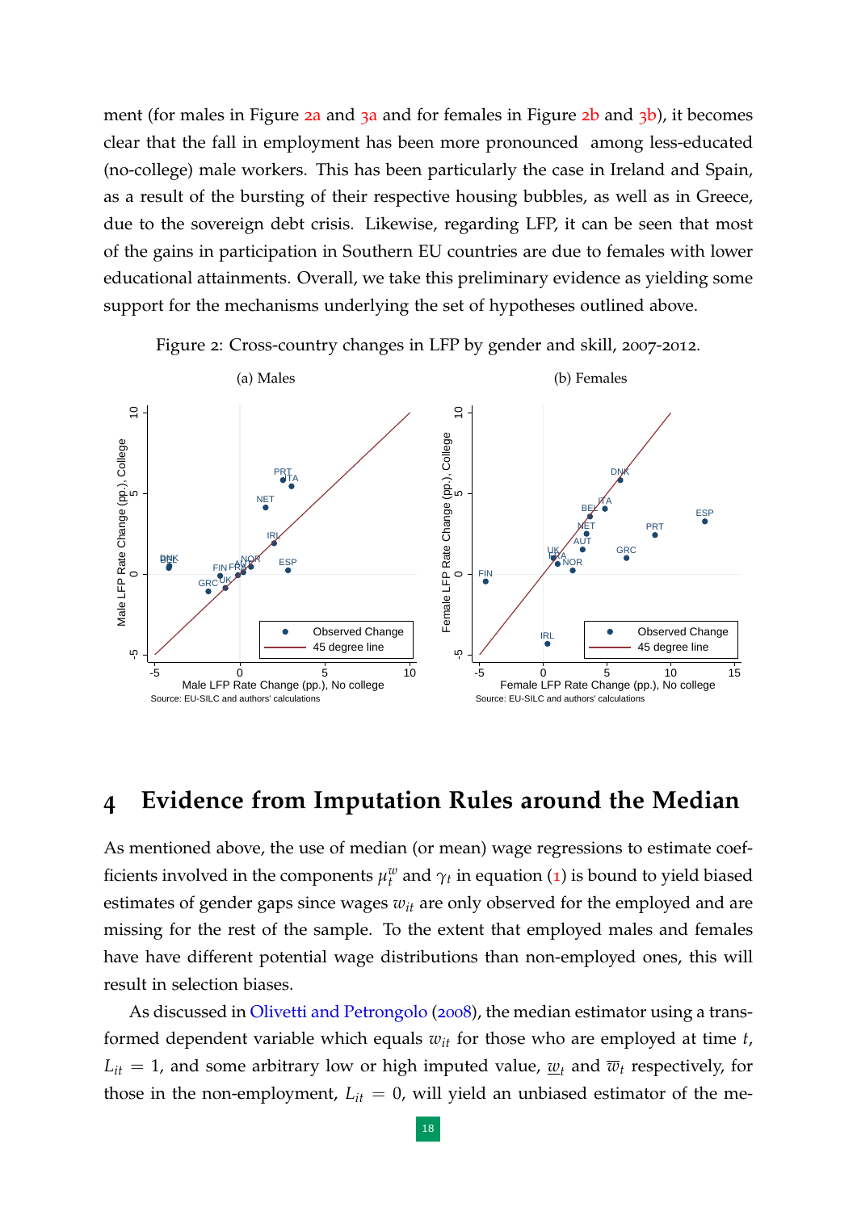ment (for males in Figure 2a and 3a and for females in Figure 2b and 3b), it becomes clear that the fall in employment has been more pronounced among less-educated (no-college) male workers. This has been particularly the case in Ireland and Spain, as a result of the bursting of their respective housing bubbles, as well as in Greece, due to the sovereign debt crisis. Likewise, regarding LFP, it can be seen that most of the gains in participation in Southern EU countries are due to females with lower educational attainments. Overall, we take this preliminary evidence as yielding some support for the mechanisms underlying the set of hypotheses outlined above.

Figure 2: Cross-country changes in LFP by gender and skill, 2007-2012.

(a) Males

(b) Females

## 4 Evidence from Imputation Rules around the Median

As mentioned above, the use of median (or mean) wage regressions to estimate coefficients involved in the components $\mu_t^w$ and $\gamma_t$ in equation (1) is bound to yield biased estimates of gender gaps since wages $w_{it}$ are only observed for the employed and are missing for the rest of the sample. To the extent that employed males and females have have different potential wage distributions than non-employed ones, this will result in selection biases.

As discussed in Olivetti and Petrongolo (2008), the median estimator using a transformed dependent variable which equals $w_{it}$ for those who are employed at time $t$, $L_{it} = 1$, and some arbitrary low or high imputed value, $\underline{w}_t$ and $\overline{w}_t$ respectively, for those in the non-employment, $L_{it} = 0$, will yield an unbiased estimator of the me-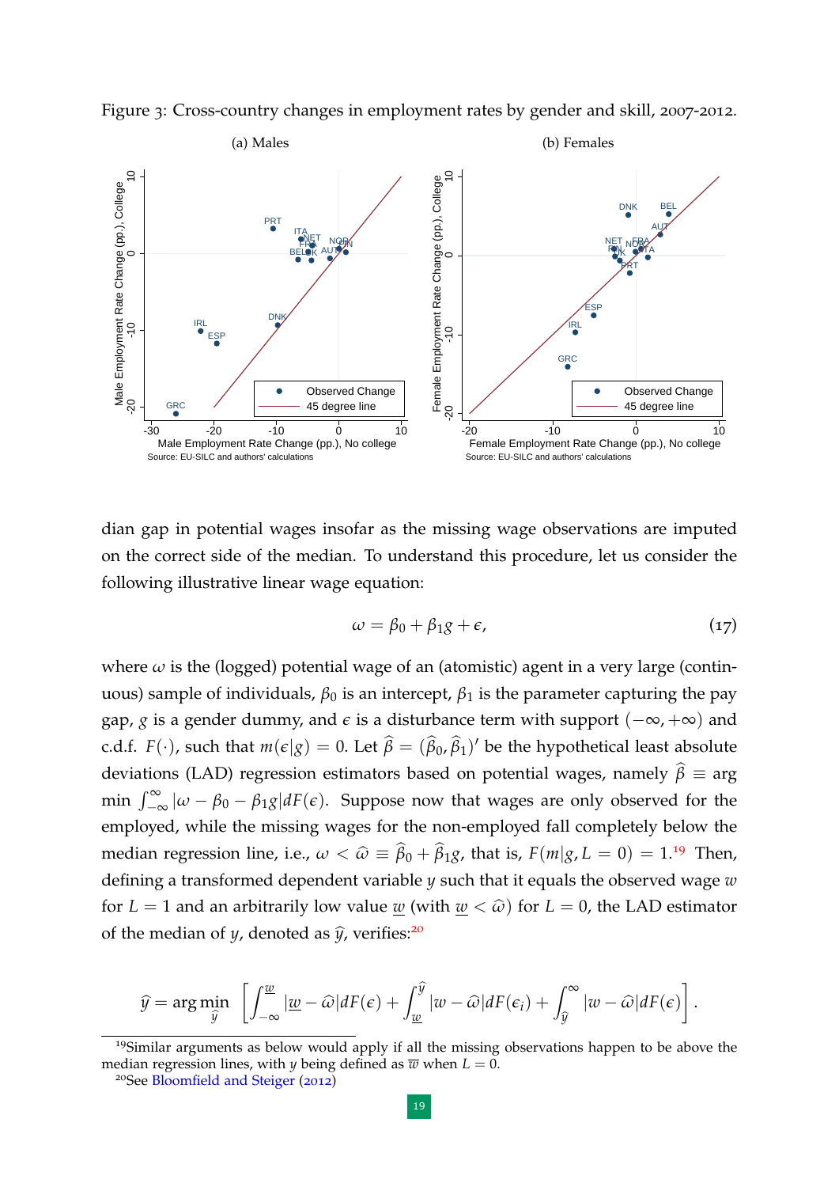Figure 3: Cross-country changes in employment rates by gender and skill, 2007-2012.

(a) Males

(b) Females

Source: EU-SILC and authors' calculations

dian gap in potential wages insofar as the missing wage observations are imputed on the correct side of the median. To understand this procedure, let us consider the following illustrative linear wage equation:

$$\omega = \beta_0 + \beta_1 g + \epsilon, \tag{17}$$

where $\omega$ is the (logged) potential wage of an (atomistic) agent in a very large (continuous) sample of individuals, $\beta_0$ is an intercept, $\beta_1$ is the parameter capturing the pay gap, $g$ is a gender dummy, and $\epsilon$ is a disturbance term with support $(-\infty, +\infty)$ and c.d.f. $F(\cdot)$, such that $m(\epsilon|g) = 0$. Let $\widehat{\beta} = (\widehat{\beta}_0, \widehat{\beta}_1)'$ be the hypothetical least absolute deviations (LAD) regression estimators based on potential wages, namely $\widehat{\beta} \equiv$ arg min $\int_{-\infty}^{\infty} |\omega - \beta_0 - \beta_1 g| dF(\epsilon)$. Suppose now that wages are only observed for the employed, while the missing wages for the non-employed fall completely below the median regression line, i.e., $\omega < \widehat{\omega} \equiv \widehat{\beta}_0 + \widehat{\beta}_1 g$, that is, $F(m|g, L = 0) = 1$.[19] Then, defining a transformed dependent variable $y$ such that it equals the observed wage $w$ for $L = 1$ and an arbitrarily low value $\underline{w}$ (with $\underline{w} < \widehat{\omega}$) for $L = 0$, the LAD estimator of the median of $y$, denoted as $\widehat{y}$, verifies:[20]

$$\widehat{y} = \arg\min_{\widehat{y}} \left[ \int_{-\infty}^{\underline{w}} |\underline{w} - \widehat{\omega}| dF(\epsilon) + \int_{\underline{w}}^{\widehat{y}} |w - \widehat{\omega}| dF(\epsilon_i) + \int_{\widehat{y}}^{\infty} |w - \widehat{\omega}| dF(\epsilon) \right].$$

---

[19] Similar arguments as below would apply if all the missing observations happen to be above the median regression lines, with $y$ being defined as $\overline{w}$ when $L = 0$.

[20] See Bloomfield and Steiger (2012)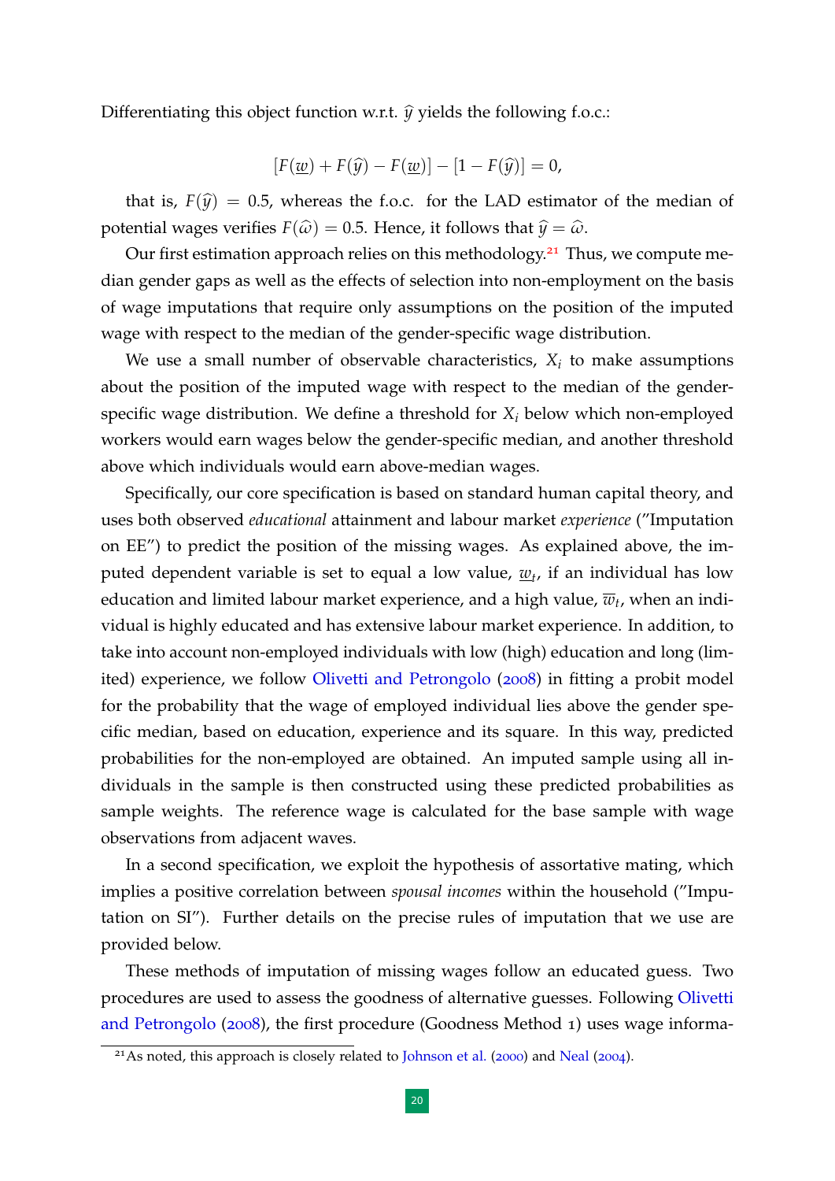Differentiating this object function w.r.t. $\widehat{y}$ yields the following f.o.c.:

$$[F(\underline{w}) + F(\widehat{y}) - F(\underline{w})] - [1 - F(\widehat{y})] = 0,$$

that is, $F(\widehat{y}) = 0.5$, whereas the f.o.c. for the LAD estimator of the median of potential wages verifies $F(\widehat{\omega}) = 0.5$. Hence, it follows that $\widehat{y} = \widehat{\omega}$.

Our first estimation approach relies on this methodology.[21] Thus, we compute median gender gaps as well as the effects of selection into non-employment on the basis of wage imputations that require only assumptions on the position of the imputed wage with respect to the median of the gender-specific wage distribution.

We use a small number of observable characteristics, $X_i$ to make assumptions about the position of the imputed wage with respect to the median of the gender-specific wage distribution. We define a threshold for $X_i$ below which non-employed workers would earn wages below the gender-specific median, and another threshold above which individuals would earn above-median wages.

Specifically, our core specification is based on standard human capital theory, and uses both observed *educational* attainment and labour market *experience* ("Imputation on EE") to predict the position of the missing wages. As explained above, the imputed dependent variable is set to equal a low value, $\underline{w}_t$, if an individual has low education and limited labour market experience, and a high value, $\overline{w}_t$, when an individual is highly educated and has extensive labour market experience. In addition, to take into account non-employed individuals with low (high) education and long (limited) experience, we follow Olivetti and Petrongolo (2008) in fitting a probit model for the probability that the wage of employed individual lies above the gender specific median, based on education, experience and its square. In this way, predicted probabilities for the non-employed are obtained. An imputed sample using all individuals in the sample is then constructed using these predicted probabilities as sample weights. The reference wage is calculated for the base sample with wage observations from adjacent waves.

In a second specification, we exploit the hypothesis of assortative mating, which implies a positive correlation between *spousal incomes* within the household ("Imputation on SI"). Further details on the precise rules of imputation that we use are provided below.

These methods of imputation of missing wages follow an educated guess. Two procedures are used to assess the goodness of alternative guesses. Following Olivetti and Petrongolo (2008), the first procedure (Goodness Method 1) uses wage informa-

[21] As noted, this approach is closely related to Johnson et al. (2000) and Neal (2004).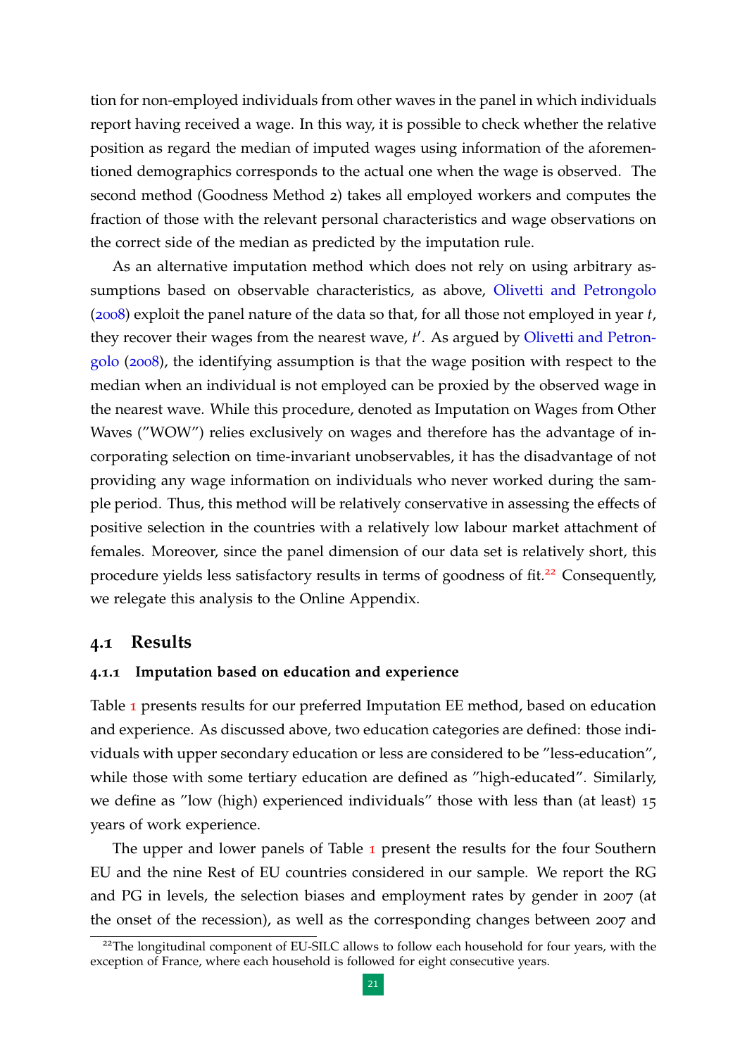tion for non-employed individuals from other waves in the panel in which individuals report having received a wage. In this way, it is possible to check whether the relative position as regard the median of imputed wages using information of the aforementioned demographics corresponds to the actual one when the wage is observed. The second method (Goodness Method 2) takes all employed workers and computes the fraction of those with the relevant personal characteristics and wage observations on the correct side of the median as predicted by the imputation rule.

As an alternative imputation method which does not rely on using arbitrary assumptions based on observable characteristics, as above, Olivetti and Petrongolo (2008) exploit the panel nature of the data so that, for all those not employed in year $t$, they recover their wages from the nearest wave, $t'$. As argued by Olivetti and Petrongolo (2008), the identifying assumption is that the wage position with respect to the median when an individual is not employed can be proxied by the observed wage in the nearest wave. While this procedure, denoted as Imputation on Wages from Other Waves ("WOW") relies exclusively on wages and therefore has the advantage of incorporating selection on time-invariant unobservables, it has the disadvantage of not providing any wage information on individuals who never worked during the sample period. Thus, this method will be relatively conservative in assessing the effects of positive selection in the countries with a relatively low labour market attachment of females. Moreover, since the panel dimension of our data set is relatively short, this procedure yields less satisfactory results in terms of goodness of fit.[22] Consequently, we relegate this analysis to the Online Appendix.

## 4.1 Results

### 4.1.1 Imputation based on education and experience

Table 1 presents results for our preferred Imputation EE method, based on education and experience. As discussed above, two education categories are defined: those individuals with upper secondary education or less are considered to be "less-education", while those with some tertiary education are defined as "high-educated". Similarly, we define as "low (high) experienced individuals" those with less than (at least) 15 years of work experience.

The upper and lower panels of Table 1 present the results for the four Southern EU and the nine Rest of EU countries considered in our sample. We report the RG and PG in levels, the selection biases and employment rates by gender in 2007 (at the onset of the recession), as well as the corresponding changes between 2007 and

[22] The longitudinal component of EU-SILC allows to follow each household for four years, with the exception of France, where each household is followed for eight consecutive years.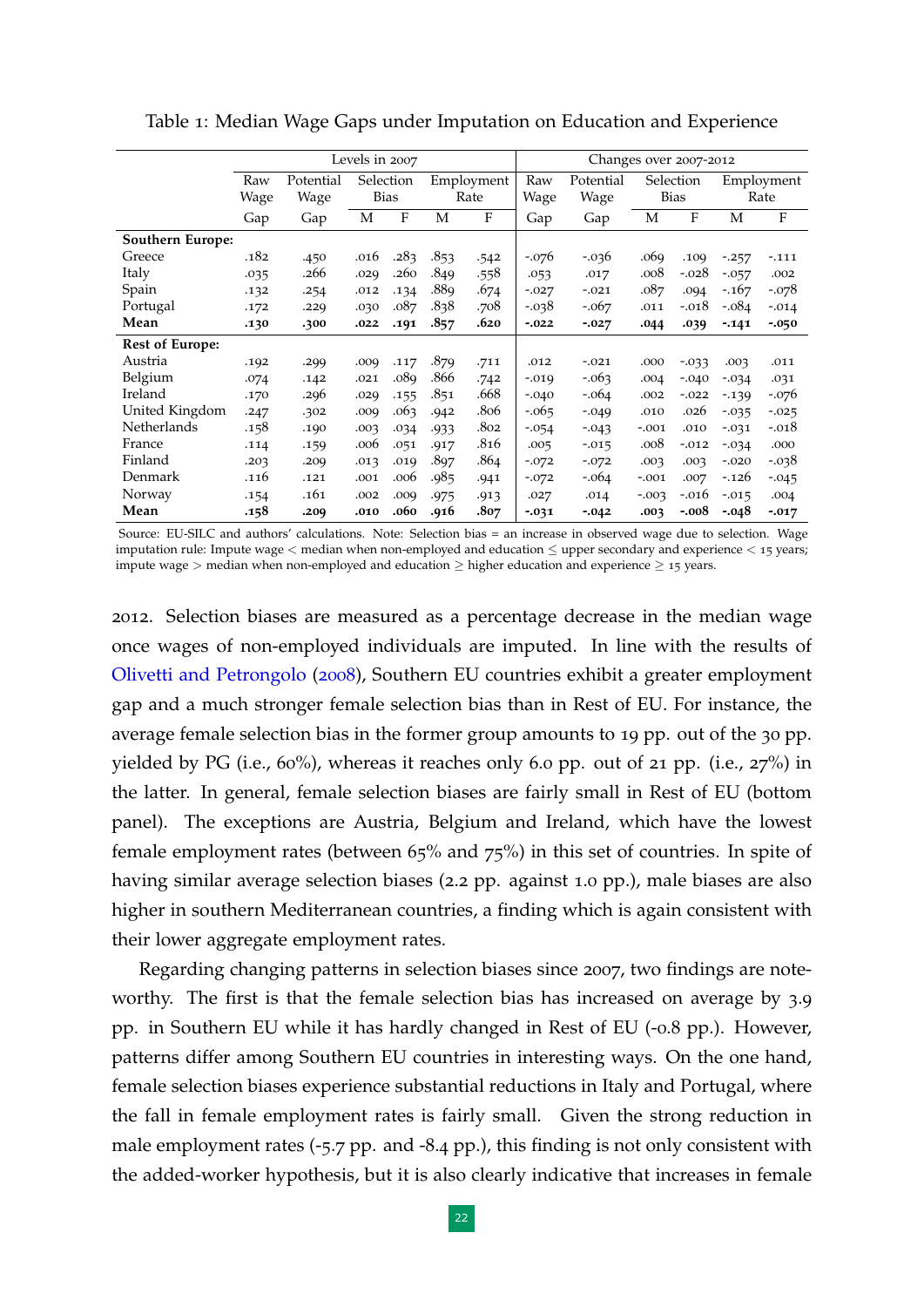Table 1: Median Wage Gaps under Imputation on Education and Experience

| | Levels in 2007 | | | | | | Changes over 2007-2012 | | | | | |
|---|---|---|---|---|---|---|---|---|---|---|---|---|
| | Raw Wage Gap | Potential Wage Gap | Selection Bias | | Employment Rate | | Raw Wage Gap | Potential Wage Gap | Selection Bias | | Employment Rate | |
| | | | M | F | M | F | | | M | F | M | F |
| **Southern Europe:** | | | | | | | | | | | | |
| Greece | .182 | .450 | .016 | .283 | .853 | .542 | -.076 | -.036 | .069 | .109 | -.257 | -.111 |
| Italy | .035 | .266 | .029 | .260 | .849 | .558 | .053 | .017 | .008 | -.028 | -.057 | .002 |
| Spain | .132 | .254 | .012 | .134 | .889 | .674 | -.027 | -.021 | .087 | .094 | -.167 | -.078 |
| Portugal | .172 | .229 | .030 | .087 | .838 | .708 | -.038 | -.067 | .011 | -.018 | -.084 | -.014 |
| **Mean** | **.130** | **.300** | **.022** | **.191** | **.857** | **.620** | **-.022** | **-.027** | **.044** | **.039** | **-.141** | **-.050** |
| **Rest of Europe:** | | | | | | | | | | | | |
| Austria | .192 | .299 | .009 | .117 | .879 | .711 | .012 | -.021 | .000 | -.033 | .003 | .011 |
| Belgium | .074 | .142 | .021 | .089 | .866 | .742 | -.019 | -.063 | .004 | -.040 | -.034 | .031 |
| Ireland | .170 | .296 | .029 | .155 | .851 | .668 | -.040 | -.064 | .002 | -.022 | -.139 | -.076 |
| United Kingdom | .247 | .302 | .009 | .063 | .942 | .806 | -.065 | -.049 | .010 | .026 | -.035 | -.025 |
| Netherlands | .158 | .190 | .003 | .034 | .933 | .802 | -.054 | -.043 | -.001 | .010 | -.031 | -.018 |
| France | .114 | .159 | .006 | .051 | .917 | .816 | .005 | -.015 | .008 | -.012 | -.034 | .000 |
| Finland | .203 | .209 | .013 | .019 | .897 | .864 | -.072 | -.072 | .003 | .003 | -.020 | -.038 |
| Denmark | .116 | .121 | .001 | .006 | .985 | .941 | -.072 | -.064 | -.001 | .007 | -.126 | -.045 |
| Norway | .154 | .161 | .002 | .009 | .975 | .913 | .027 | .014 | -.003 | -.016 | -.015 | .004 |
| **Mean** | **.158** | **.209** | **.010** | **.060** | **.916** | **.807** | **-.031** | **-.042** | **.003** | **-.008** | **-.048** | **-.017** |

Source: EU-SILC and authors' calculations. Note: Selection bias = an increase in observed wage due to selection. Wage imputation rule: Impute wage < median when non-employed and education ≤ upper secondary and experience < 15 years; impute wage > median when non-employed and education ≥ higher education and experience ≥ 15 years.

2012. Selection biases are measured as a percentage decrease in the median wage once wages of non-employed individuals are imputed. In line with the results of Olivetti and Petrongolo (2008), Southern EU countries exhibit a greater employment gap and a much stronger female selection bias than in Rest of EU. For instance, the average female selection bias in the former group amounts to 19 pp. out of the 30 pp. yielded by PG (i.e., 60%), whereas it reaches only 6.0 pp. out of 21 pp. (i.e., 27%) in the latter. In general, female selection biases are fairly small in Rest of EU (bottom panel). The exceptions are Austria, Belgium and Ireland, which have the lowest female employment rates (between 65% and 75%) in this set of countries. In spite of having similar average selection biases (2.2 pp. against 1.0 pp.), male biases are also higher in southern Mediterranean countries, a finding which is again consistent with their lower aggregate employment rates.

Regarding changing patterns in selection biases since 2007, two findings are noteworthy. The first is that the female selection bias has increased on average by 3.9 pp. in Southern EU while it has hardly changed in Rest of EU (-0.8 pp.). However, patterns differ among Southern EU countries in interesting ways. On the one hand, female selection biases experience substantial reductions in Italy and Portugal, where the fall in female employment rates is fairly small. Given the strong reduction in male employment rates (-5.7 pp. and -8.4 pp.), this finding is not only consistent with the added-worker hypothesis, but it is also clearly indicative that increases in female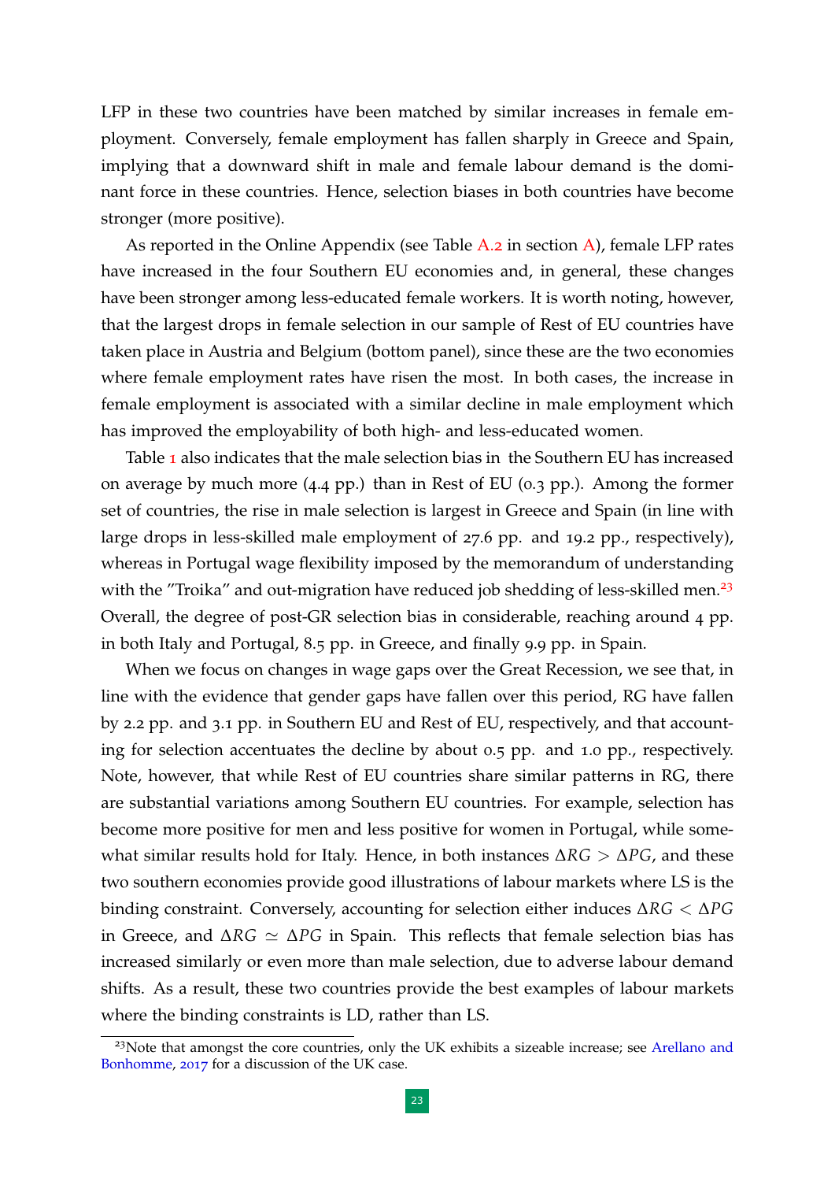LFP in these two countries have been matched by similar increases in female employment. Conversely, female employment has fallen sharply in Greece and Spain, implying that a downward shift in male and female labour demand is the dominant force in these countries. Hence, selection biases in both countries have become stronger (more positive).

As reported in the Online Appendix (see Table A.2 in section A), female LFP rates have increased in the four Southern EU economies and, in general, these changes have been stronger among less-educated female workers. It is worth noting, however, that the largest drops in female selection in our sample of Rest of EU countries have taken place in Austria and Belgium (bottom panel), since these are the two economies where female employment rates have risen the most. In both cases, the increase in female employment is associated with a similar decline in male employment which has improved the employability of both high- and less-educated women.

Table 1 also indicates that the male selection bias in the Southern EU has increased on average by much more (4.4 pp.) than in Rest of EU (0.3 pp.). Among the former set of countries, the rise in male selection is largest in Greece and Spain (in line with large drops in less-skilled male employment of 27.6 pp. and 19.2 pp., respectively), whereas in Portugal wage flexibility imposed by the memorandum of understanding with the "Troika" and out-migration have reduced job shedding of less-skilled men.[23] Overall, the degree of post-GR selection bias in considerable, reaching around 4 pp. in both Italy and Portugal, 8.5 pp. in Greece, and finally 9.9 pp. in Spain.

When we focus on changes in wage gaps over the Great Recession, we see that, in line with the evidence that gender gaps have fallen over this period, RG have fallen by 2.2 pp. and 3.1 pp. in Southern EU and Rest of EU, respectively, and that accounting for selection accentuates the decline by about 0.5 pp. and 1.0 pp., respectively. Note, however, that while Rest of EU countries share similar patterns in RG, there are substantial variations among Southern EU countries. For example, selection has become more positive for men and less positive for women in Portugal, while somewhat similar results hold for Italy. Hence, in both instances $\Delta RG > \Delta PG$, and these two southern economies provide good illustrations of labour markets where LS is the binding constraint. Conversely, accounting for selection either induces $\Delta RG < \Delta PG$ in Greece, and $\Delta RG \simeq \Delta PG$ in Spain. This reflects that female selection bias has increased similarly or even more than male selection, due to adverse labour demand shifts. As a result, these two countries provide the best examples of labour markets where the binding constraints is LD, rather than LS.

[23]Note that amongst the core countries, only the UK exhibits a sizeable increase; see Arellano and Bonhomme, 2017 for a discussion of the UK case.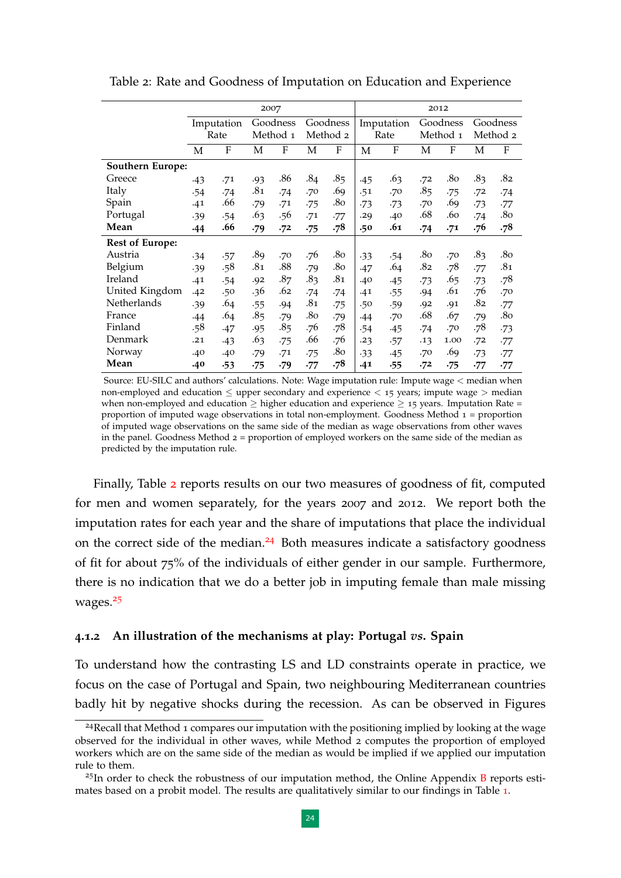Table 2: Rate and Goodness of Imputation on Education and Experience

| | 2007 | | | | | | 2012 | | | | | |
|---|---|---|---|---|---|---|---|---|---|---|---|---|
| | Imputation Rate | | Goodness Method 1 | | Goodness Method 2 | | Imputation Rate | | Goodness Method 1 | | Goodness Method 2 | |
| | M | F | M | F | M | F | M | F | M | F | M | F |
| **Southern Europe:** | | | | | | | | | | | | |
| Greece | .43 | .71 | .93 | .86 | .84 | .85 | .45 | .63 | .72 | .80 | .83 | .82 |
| Italy | .54 | .74 | .81 | .74 | .70 | .69 | .51 | .70 | .85 | .75 | .72 | .74 |
| Spain | .41 | .66 | .79 | .71 | .75 | .80 | .73 | .73 | .70 | .69 | .73 | .77 |
| Portugal | .39 | .54 | .63 | .56 | .71 | .77 | .29 | .40 | .68 | .60 | .74 | .80 |
| **Mean** | **.44** | **.66** | **.79** | **.72** | **.75** | **.78** | **.50** | **.61** | **.74** | **.71** | **.76** | **.78** |
| **Rest of Europe:** | | | | | | | | | | | | |
| Austria | .34 | .57 | .89 | .70 | .76 | .80 | .33 | .54 | .80 | .70 | .83 | .80 |
| Belgium | .39 | .58 | .81 | .88 | .79 | .80 | .47 | .64 | .82 | .78 | .77 | .81 |
| Ireland | .41 | .54 | .92 | .87 | .83 | .81 | .40 | .45 | .73 | .65 | .73 | .78 |
| United Kingdom | .42 | .50 | .36 | .62 | .74 | .74 | .41 | .55 | .94 | .61 | .76 | .70 |
| Netherlands | .39 | .64 | .55 | .94 | .81 | .75 | .50 | .59 | .92 | .91 | .82 | .77 |
| France | .44 | .64 | .85 | .79 | .80 | .79 | .44 | .70 | .68 | .67 | .79 | .80 |
| Finland | .58 | .47 | .95 | .85 | .76 | .78 | .54 | .45 | .74 | .70 | .78 | .73 |
| Denmark | .21 | .43 | .63 | .75 | .66 | .76 | .23 | .57 | .13 | 1.00 | .72 | .77 |
| Norway | .40 | .40 | .79 | .71 | .75 | .80 | .33 | .45 | .70 | .69 | .73 | .77 |
| **Mean** | **.40** | **.53** | **.75** | **.79** | **.77** | **.78** | **.41** | **.55** | **.72** | **.75** | **.77** | **.77** |

Source: EU-SILC and authors' calculations. Note: Wage imputation rule: Impute wage < median when non-employed and education ≤ upper secondary and experience < 15 years; impute wage > median when non-employed and education ≥ higher education and experience ≥ 15 years. Imputation Rate = proportion of imputed wage observations in total non-employment. Goodness Method 1 = proportion of imputed wage observations on the same side of the median as wage observations from other waves in the panel. Goodness Method 2 = proportion of employed workers on the same side of the median as predicted by the imputation rule.

Finally, Table 2 reports results on our two measures of goodness of fit, computed for men and women separately, for the years 2007 and 2012. We report both the imputation rates for each year and the share of imputations that place the individual on the correct side of the median.[24] Both measures indicate a satisfactory goodness of fit for about 75% of the individuals of either gender in our sample. Furthermore, there is no indication that we do a better job in imputing female than male missing wages.[25]

#### 4.1.2 An illustration of the mechanisms at play: Portugal *vs.* Spain

To understand how the contrasting LS and LD constraints operate in practice, we focus on the case of Portugal and Spain, two neighbouring Mediterranean countries badly hit by negative shocks during the recession. As can be observed in Figures

[24]Recall that Method 1 compares our imputation with the positioning implied by looking at the wage observed for the individual in other waves, while Method 2 computes the proportion of employed workers which are on the same side of the median as would be implied if we applied our imputation rule to them.

[25]In order to check the robustness of our imputation method, the Online Appendix B reports estimates based on a probit model. The results are qualitatively similar to our findings in Table 1.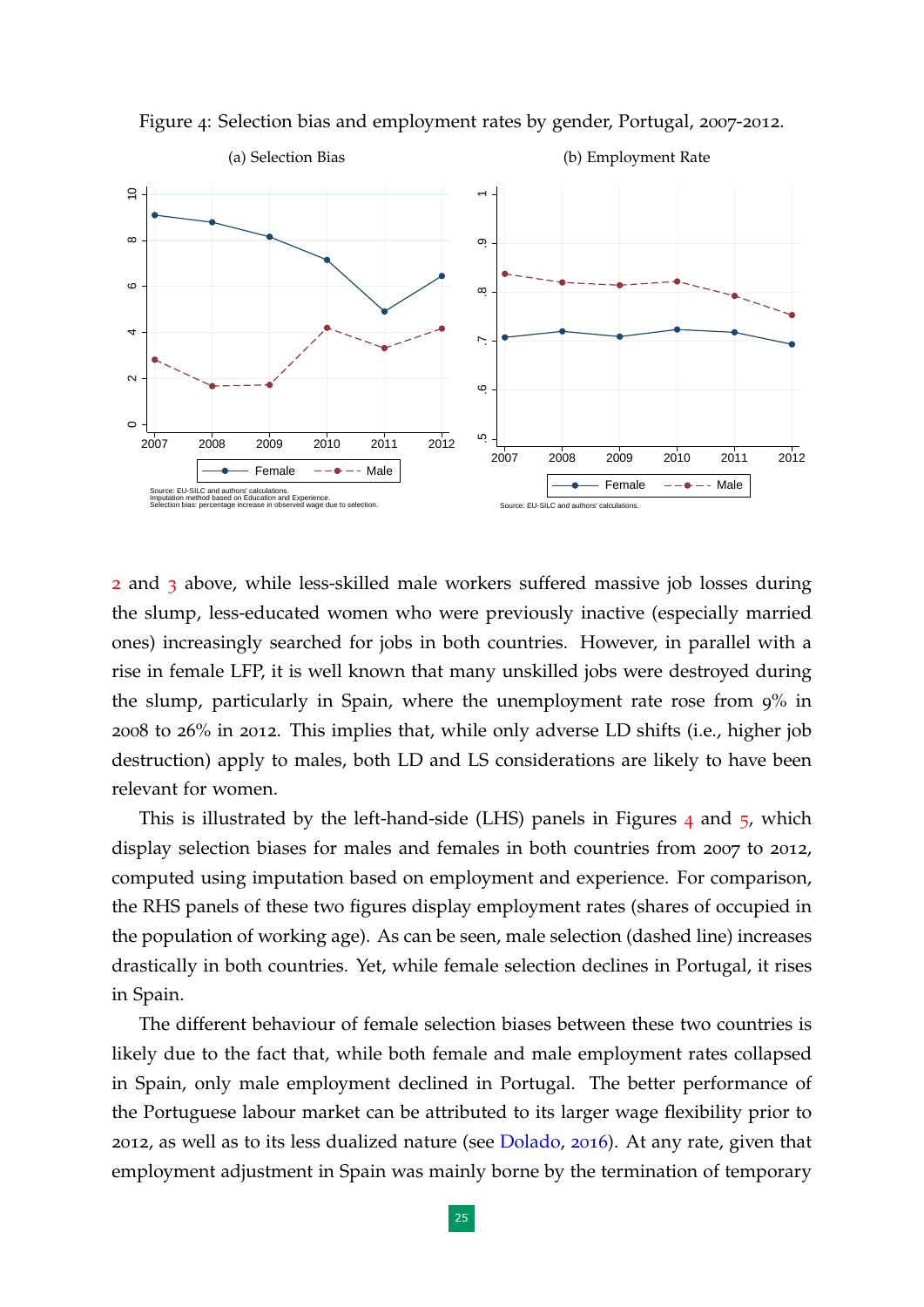Figure 4: Selection bias and employment rates by gender, Portugal, 2007-2012.

(a) Selection Bias

Source: EU-SILC and authors' calculations.
Imputation method based on Education and Experience.
Selection bias: percentage increase in observed wage due to selection.

(b) Employment Rate

Source: EU-SILC and authors' calculations.

2 and 3 above, while less-skilled male workers suffered massive job losses during the slump, less-educated women who were previously inactive (especially married ones) increasingly searched for jobs in both countries. However, in parallel with a rise in female LFP, it is well known that many unskilled jobs were destroyed during the slump, particularly in Spain, where the unemployment rate rose from 9% in 2008 to 26% in 2012. This implies that, while only adverse LD shifts (i.e., higher job destruction) apply to males, both LD and LS considerations are likely to have been relevant for women.

This is illustrated by the left-hand-side (LHS) panels in Figures 4 and 5, which display selection biases for males and females in both countries from 2007 to 2012, computed using imputation based on employment and experience. For comparison, the RHS panels of these two figures display employment rates (shares of occupied in the population of working age). As can be seen, male selection (dashed line) increases drastically in both countries. Yet, while female selection declines in Portugal, it rises in Spain.

The different behaviour of female selection biases between these two countries is likely due to the fact that, while both female and male employment rates collapsed in Spain, only male employment declined in Portugal. The better performance of the Portuguese labour market can be attributed to its larger wage flexibility prior to 2012, as well as to its less dualized nature (see Dolado, 2016). At any rate, given that employment adjustment in Spain was mainly borne by the termination of temporary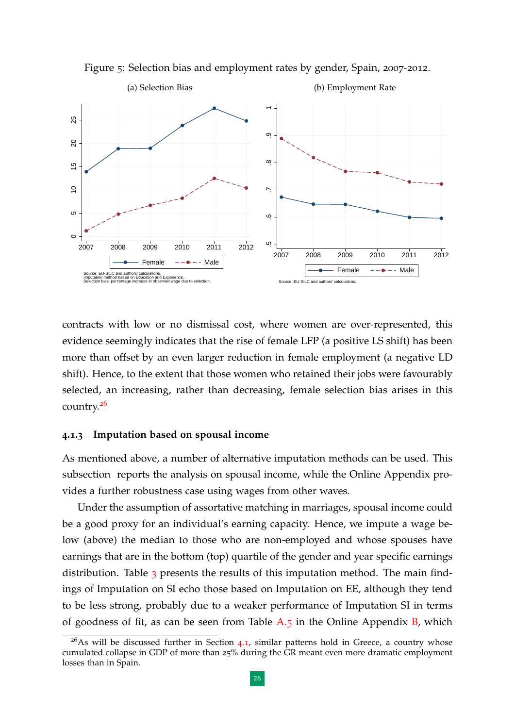Figure 5: Selection bias and employment rates by gender, Spain, 2007-2012.

(a) Selection Bias

Source: EU-SILC and authors' calculations.
Imputation method based on Education and Experience.
Selection bias: percentage increase in observed wage due to selection.

(b) Employment Rate

Source: EU-SILC and authors' calculations.

contracts with low or no dismissal cost, where women are over-represented, this evidence seemingly indicates that the rise of female LFP (a positive LS shift) has been more than offset by an even larger reduction in female employment (a negative LD shift). Hence, to the extent that those women who retained their jobs were favourably selected, an increasing, rather than decreasing, female selection bias arises in this country.[26]

### 4.1.3 Imputation based on spousal income

As mentioned above, a number of alternative imputation methods can be used. This subsection reports the analysis on spousal income, while the Online Appendix provides a further robustness case using wages from other waves.

Under the assumption of assortative matching in marriages, spousal income could be a good proxy for an individual's earning capacity. Hence, we impute a wage below (above) the median to those who are non-employed and whose spouses have earnings that are in the bottom (top) quartile of the gender and year specific earnings distribution. Table 3 presents the results of this imputation method. The main findings of Imputation on SI echo those based on Imputation on EE, although they tend to be less strong, probably due to a weaker performance of Imputation SI in terms of goodness of fit, as can be seen from Table A.5 in the Online Appendix B, which

[26] As will be discussed further in Section 4.1, similar patterns hold in Greece, a country whose cumulated collapse in GDP of more than 25% during the GR meant even more dramatic employment losses than in Spain.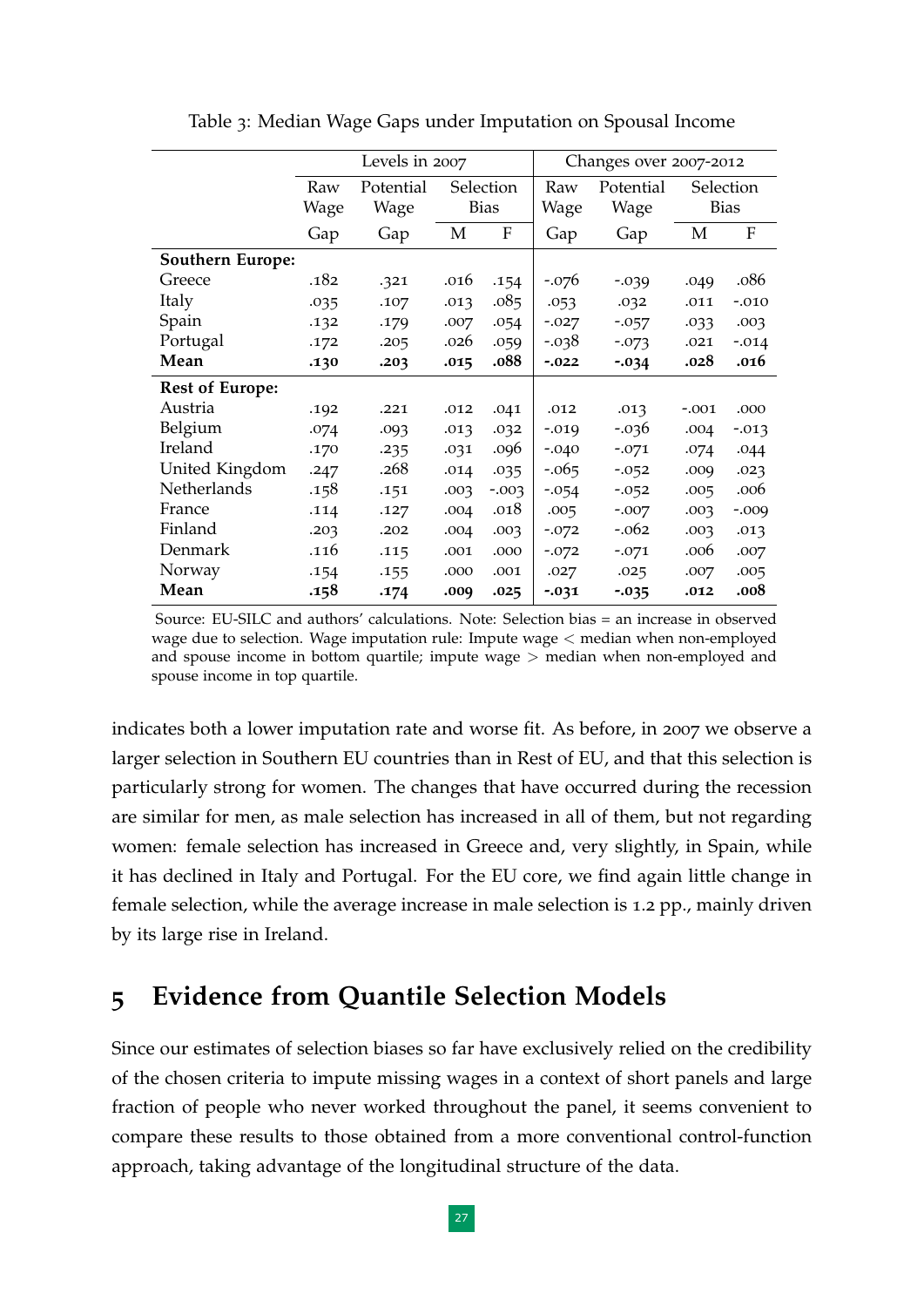Table 3: Median Wage Gaps under Imputation on Spousal Income

| | Levels in 2007 | | | | Changes over 2007-2012 | | | |
|---|---|---|---|---|---|---|---|---|
| | Raw Wage Gap | Potential Wage Gap | Selection Bias | | Raw Wage Gap | Potential Wage Gap | Selection Bias | |
| | | | M | F | | | M | F |
| **Southern Europe:** | | | | | | | | |
| Greece | .182 | .321 | .016 | .154 | -.076 | -.039 | .049 | .086 |
| Italy | .035 | .107 | .013 | .085 | .053 | .032 | .011 | -.010 |
| Spain | .132 | .179 | .007 | .054 | -.027 | -.057 | .033 | .003 |
| Portugal | .172 | .205 | .026 | .059 | -.038 | -.073 | .021 | -.014 |
| **Mean** | **.130** | **.203** | **.015** | **.088** | **-.022** | **-.034** | **.028** | **.016** |
| **Rest of Europe:** | | | | | | | | |
| Austria | .192 | .221 | .012 | .041 | .012 | .013 | -.001 | .000 |
| Belgium | .074 | .093 | .013 | .032 | -.019 | -.036 | .004 | -.013 |
| Ireland | .170 | .235 | .031 | .096 | -.040 | -.071 | .074 | .044 |
| United Kingdom | .247 | .268 | .014 | .035 | -.065 | -.052 | .009 | .023 |
| Netherlands | .158 | .151 | .003 | -.003 | -.054 | -.052 | .005 | .006 |
| France | .114 | .127 | .004 | .018 | .005 | -.007 | .003 | -.009 |
| Finland | .203 | .202 | .004 | .003 | -.072 | -.062 | .003 | .013 |
| Denmark | .116 | .115 | .001 | .000 | -.072 | -.071 | .006 | .007 |
| Norway | .154 | .155 | .000 | .001 | .027 | .025 | .007 | .005 |
| **Mean** | **.158** | **.174** | **.009** | **.025** | **-.031** | **-.035** | **.012** | **.008** |

Source: EU-SILC and authors' calculations. Note: Selection bias = an increase in observed wage due to selection. Wage imputation rule: Impute wage < median when non-employed and spouse income in bottom quartile; impute wage > median when non-employed and spouse income in top quartile.

indicates both a lower imputation rate and worse fit. As before, in 2007 we observe a larger selection in Southern EU countries than in Rest of EU, and that this selection is particularly strong for women. The changes that have occurred during the recession are similar for men, as male selection has increased in all of them, but not regarding women: female selection has increased in Greece and, very slightly, in Spain, while it has declined in Italy and Portugal. For the EU core, we find again little change in female selection, while the average increase in male selection is 1.2 pp., mainly driven by its large rise in Ireland.

# 5 Evidence from Quantile Selection Models

Since our estimates of selection biases so far have exclusively relied on the credibility of the chosen criteria to impute missing wages in a context of short panels and large fraction of people who never worked throughout the panel, it seems convenient to compare these results to those obtained from a more conventional control-function approach, taking advantage of the longitudinal structure of the data.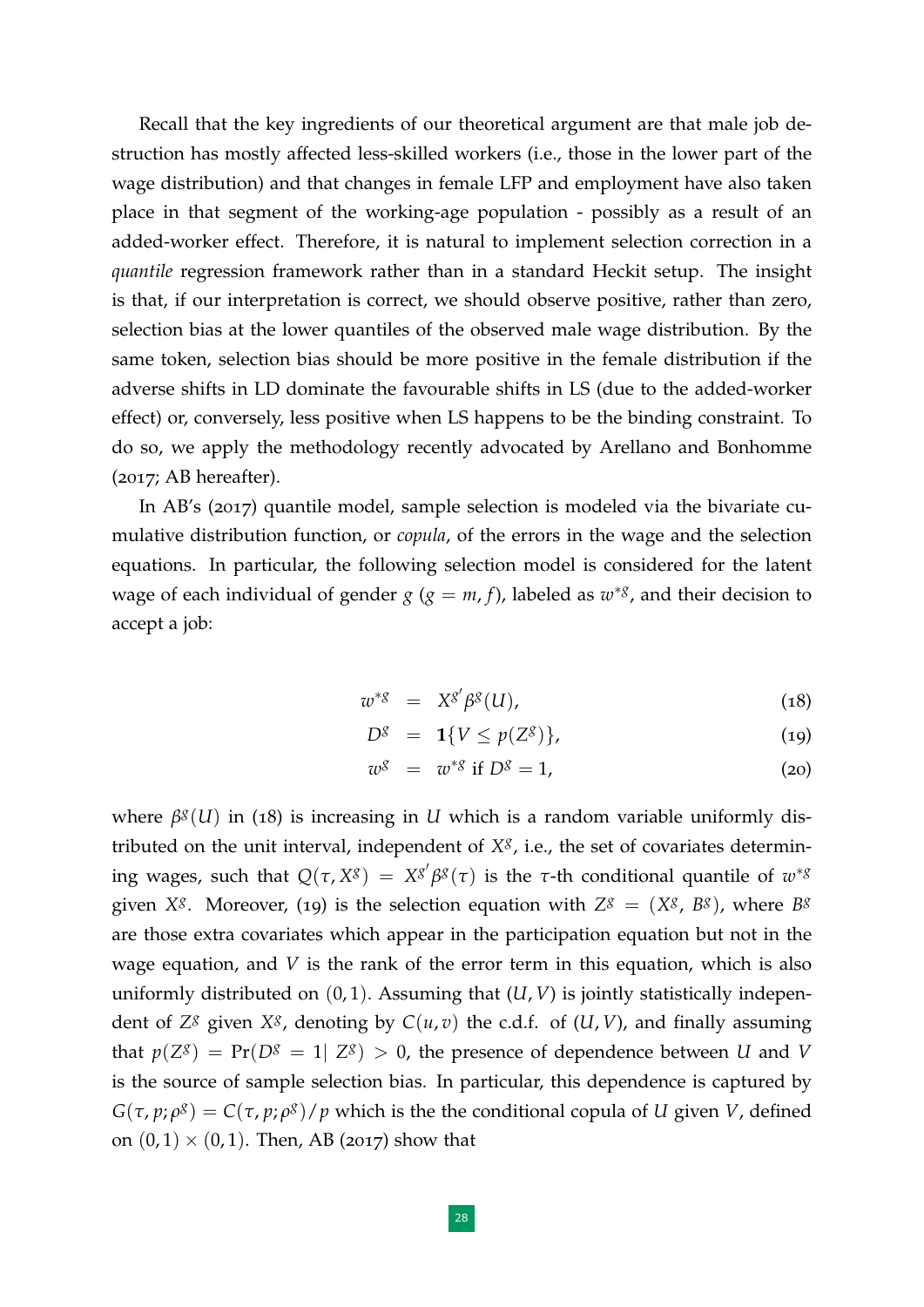Recall that the key ingredients of our theoretical argument are that male job destruction has mostly affected less-skilled workers (i.e., those in the lower part of the wage distribution) and that changes in female LFP and employment have also taken place in that segment of the working-age population - possibly as a result of an added-worker effect. Therefore, it is natural to implement selection correction in a *quantile* regression framework rather than in a standard Heckit setup. The insight is that, if our interpretation is correct, we should observe positive, rather than zero, selection bias at the lower quantiles of the observed male wage distribution. By the same token, selection bias should be more positive in the female distribution if the adverse shifts in LD dominate the favourable shifts in LS (due to the added-worker effect) or, conversely, less positive when LS happens to be the binding constraint. To do so, we apply the methodology recently advocated by Arellano and Bonhomme (2017; AB hereafter).

In AB's (2017) quantile model, sample selection is modeled via the bivariate cumulative distribution function, or *copula*, of the errors in the wage and the selection equations. In particular, the following selection model is considered for the latent wage of each individual of gender $g$ ($g = m, f$), labeled as $w^{*g}$, and their decision to accept a job:

$$
\begin{aligned}
w^{*g} &= X^{g'}\beta^g(U), & (18)\\
D^g &= \mathbf{1}\{V \leq p(Z^g)\}, & (19)\\
w^g &= w^{*g} \text{ if } D^g = 1, & (20)
\end{aligned}
$$

where $\beta^g(U)$ in (18) is increasing in $U$ which is a random variable uniformly distributed on the unit interval, independent of $X^g$, i.e., the set of covariates determining wages, such that $Q(\tau, X^g) = X^{g'}\beta^g(\tau)$ is the $\tau$-th conditional quantile of $w^{*g}$ given $X^g$. Moreover, (19) is the selection equation with $Z^g = (X^g, B^g)$, where $B^g$ are those extra covariates which appear in the participation equation but not in the wage equation, and $V$ is the rank of the error term in this equation, which is also uniformly distributed on $(0, 1)$. Assuming that $(U, V)$ is jointly statistically independent of $Z^g$ given $X^g$, denoting by $C(u, v)$ the c.d.f. of $(U, V)$, and finally assuming that $p(Z^g) = \Pr(D^g = 1 | \ Z^g) > 0$, the presence of dependence between $U$ and $V$ is the source of sample selection bias. In particular, this dependence is captured by $G(\tau, p; \rho^g) = C(\tau, p; \rho^g)/p$ which is the the conditional copula of $U$ given $V$, defined on $(0, 1) \times (0, 1)$. Then, AB (2017) show that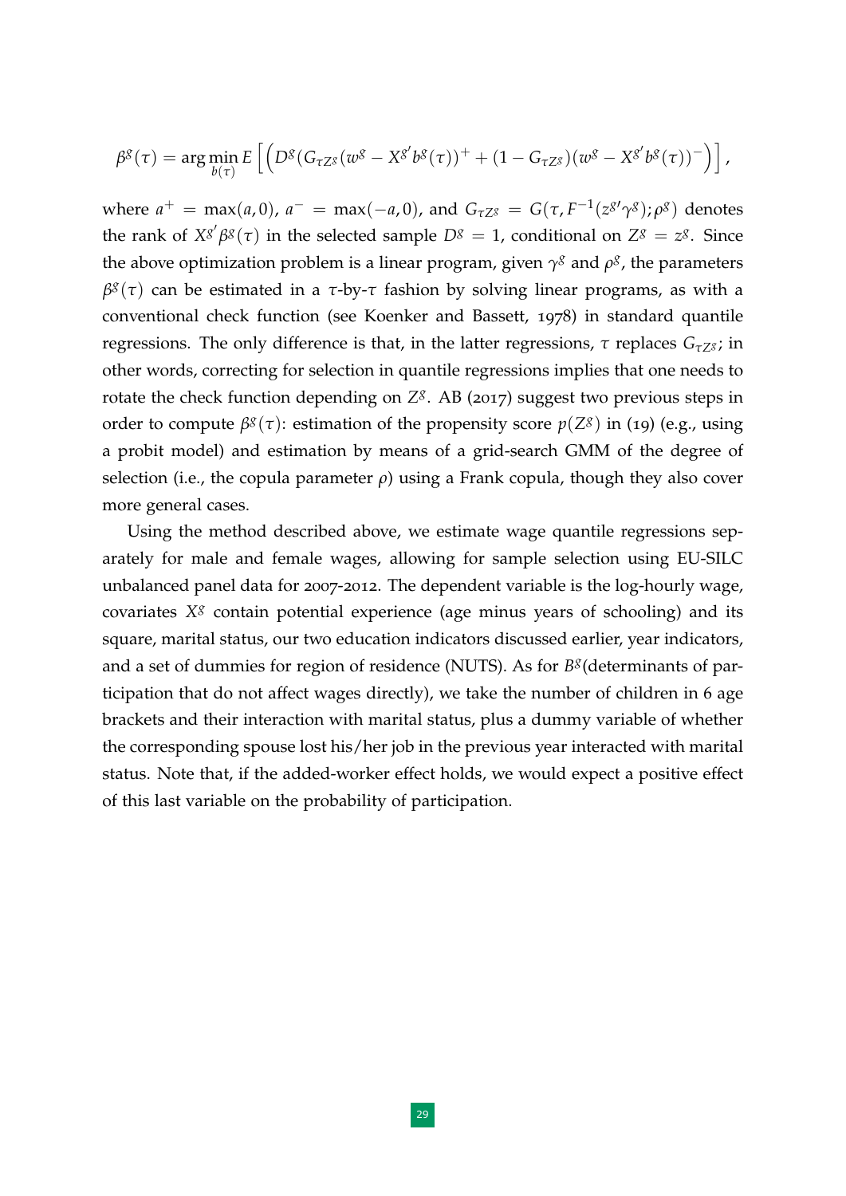$$\beta^g(\tau) = \arg\min_{b(\tau)} E\left[\left(D^g(G_{\tau Z^g}(w^g - X^{g'}b^g(\tau))^+ + (1 - G_{\tau Z^g})(w^g - X^{g'}b^g(\tau))^-\right)\right],$$

where $a^+ = \max(a, 0)$, $a^- = \max(-a, 0)$, and $G_{\tau Z^g} = G(\tau, F^{-1}(z^{g\prime}\gamma^g); \rho^g)$ denotes the rank of $X^{g'}\beta^g(\tau)$ in the selected sample $D^g = 1$, conditional on $Z^g = z^g$. Since the above optimization problem is a linear program, given $\gamma^g$ and $\rho^g$, the parameters $\beta^g(\tau)$ can be estimated in a $\tau$-by-$\tau$ fashion by solving linear programs, as with a conventional check function (see Koenker and Bassett, 1978) in standard quantile regressions. The only difference is that, in the latter regressions, $\tau$ replaces $G_{\tau Z^g}$; in other words, correcting for selection in quantile regressions implies that one needs to rotate the check function depending on $Z^g$. AB (2017) suggest two previous steps in order to compute $\beta^g(\tau)$: estimation of the propensity score $p(Z^g)$ in (19) (e.g., using a probit model) and estimation by means of a grid-search GMM of the degree of selection (i.e., the copula parameter $\rho$) using a Frank copula, though they also cover more general cases.

Using the method described above, we estimate wage quantile regressions separately for male and female wages, allowing for sample selection using EU-SILC unbalanced panel data for 2007-2012. The dependent variable is the log-hourly wage, covariates $X^g$ contain potential experience (age minus years of schooling) and its square, marital status, our two education indicators discussed earlier, year indicators, and a set of dummies for region of residence (NUTS). As for $B^g$(determinants of participation that do not affect wages directly), we take the number of children in 6 age brackets and their interaction with marital status, plus a dummy variable of whether the corresponding spouse lost his/her job in the previous year interacted with marital status. Note that, if the added-worker effect holds, we would expect a positive effect of this last variable on the probability of participation.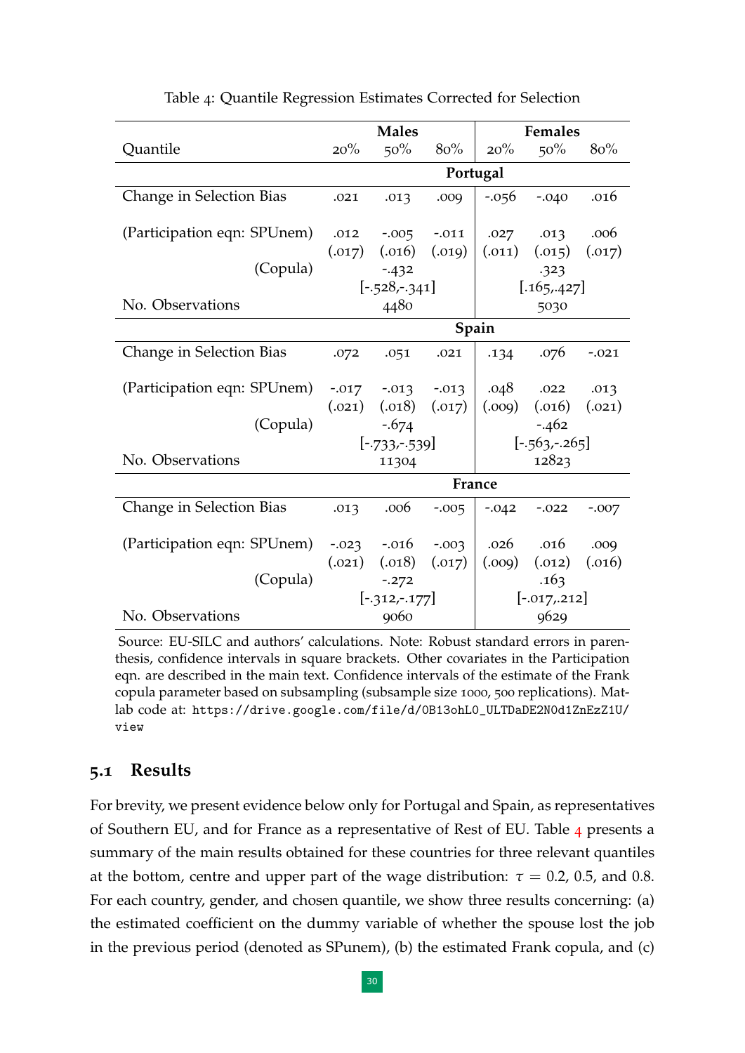Table 4: Quantile Regression Estimates Corrected for Selection

| Quantile | Males 20% | Males 50% | Males 80% | Females 20% | Females 50% | Females 80% |
|---|---|---|---|---|---|---|
| **Portugal** | | | | | | |
| Change in Selection Bias | .021 | .013 | .009 | -.056 | -.040 | .016 |
| (Participation eqn: SPUnem) | .012 | -.005 | -.011 | .027 | .013 | .006 |
| | (.017) | (.016) | (.019) | (.011) | (.015) | (.017) |
| (Copula) | | -.432 | | | .323 | |
| | | [-.528,-.341] | | | [.165,.427] | |
| No. Observations | | 4480 | | | 5030 | |
| **Spain** | | | | | | |
| Change in Selection Bias | .072 | .051 | .021 | .134 | .076 | -.021 |
| (Participation eqn: SPUnem) | -.017 | -.013 | -.013 | .048 | .022 | .013 |
| | (.021) | (.018) | (.017) | (.009) | (.016) | (.021) |
| (Copula) | | -.674 | | | -.462 | |
| | | [-.733,-.539] | | | [-.563,-.265] | |
| No. Observations | | 11304 | | | 12823 | |
| **France** | | | | | | |
| Change in Selection Bias | .013 | .006 | -.005 | -.042 | -.022 | -.007 |
| (Participation eqn: SPUnem) | -.023 | -.016 | -.003 | .026 | .016 | .009 |
| | (.021) | (.018) | (.017) | (.009) | (.012) | (.016) |
| (Copula) | | -.272 | | | .163 | |
| | | [-.312,-.177] | | | [-.017,.212] | |
| No. Observations | | 9060 | | | 9629 | |

Source: EU-SILC and authors' calculations. Note: Robust standard errors in parenthesis, confidence intervals in square brackets. Other covariates in the Participation eqn. are described in the main text. Confidence intervals of the estimate of the Frank copula parameter based on subsampling (subsample size 1000, 500 replications). Matlab code at: `https://drive.google.com/file/d/0B13ohL0_ULTDaDE2N0d1ZnEzZ1U/view`

### 5.1 Results

For brevity, we present evidence below only for Portugal and Spain, as representatives of Southern EU, and for France as a representative of Rest of EU. Table 4 presents a summary of the main results obtained for these countries for three relevant quantiles at the bottom, centre and upper part of the wage distribution: $\tau = 0.2$, 0.5, and 0.8. For each country, gender, and chosen quantile, we show three results concerning: (a) the estimated coefficient on the dummy variable of whether the spouse lost the job in the previous period (denoted as SPunem), (b) the estimated Frank copula, and (c)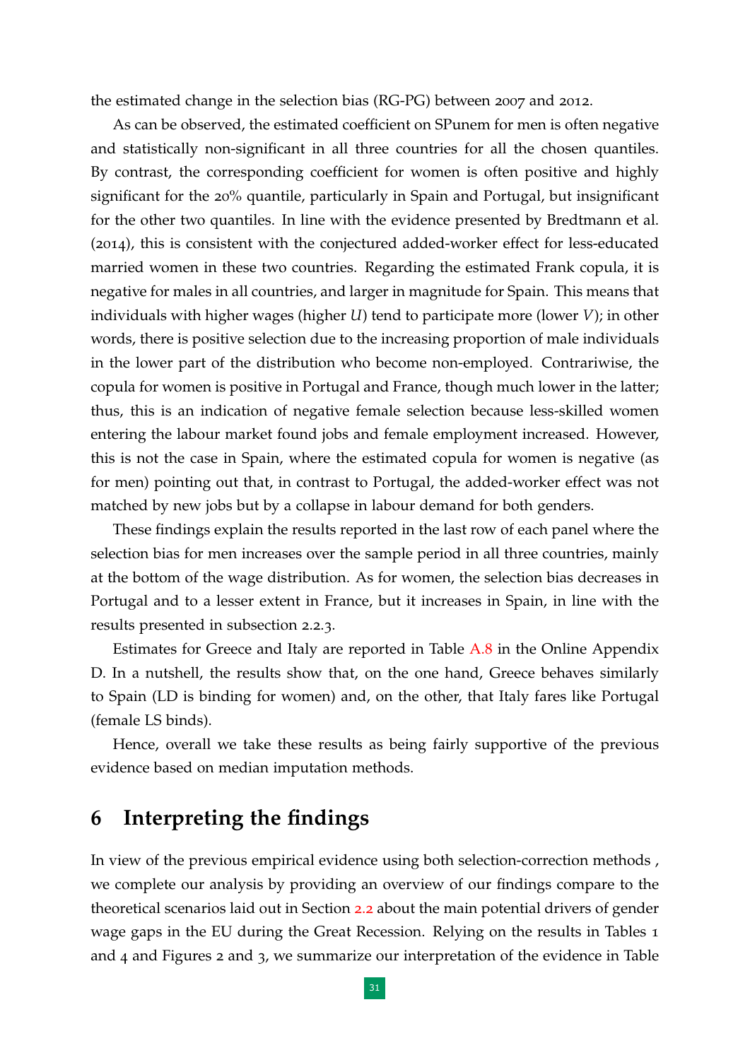the estimated change in the selection bias (RG-PG) between 2007 and 2012.

As can be observed, the estimated coefficient on SPunem for men is often negative and statistically non-significant in all three countries for all the chosen quantiles. By contrast, the corresponding coefficient for women is often positive and highly significant for the 20% quantile, particularly in Spain and Portugal, but insignificant for the other two quantiles. In line with the evidence presented by Bredtmann et al. (2014), this is consistent with the conjectured added-worker effect for less-educated married women in these two countries. Regarding the estimated Frank copula, it is negative for males in all countries, and larger in magnitude for Spain. This means that individuals with higher wages (higher $U$) tend to participate more (lower $V$); in other words, there is positive selection due to the increasing proportion of male individuals in the lower part of the distribution who become non-employed. Contrariwise, the copula for women is positive in Portugal and France, though much lower in the latter; thus, this is an indication of negative female selection because less-skilled women entering the labour market found jobs and female employment increased. However, this is not the case in Spain, where the estimated copula for women is negative (as for men) pointing out that, in contrast to Portugal, the added-worker effect was not matched by new jobs but by a collapse in labour demand for both genders.

These findings explain the results reported in the last row of each panel where the selection bias for men increases over the sample period in all three countries, mainly at the bottom of the wage distribution. As for women, the selection bias decreases in Portugal and to a lesser extent in France, but it increases in Spain, in line with the results presented in subsection 2.2.3.

Estimates for Greece and Italy are reported in Table A.8 in the Online Appendix D. In a nutshell, the results show that, on the one hand, Greece behaves similarly to Spain (LD is binding for women) and, on the other, that Italy fares like Portugal (female LS binds).

Hence, overall we take these results as being fairly supportive of the previous evidence based on median imputation methods.

# 6 Interpreting the findings

In view of the previous empirical evidence using both selection-correction methods , we complete our analysis by providing an overview of our findings compare to the theoretical scenarios laid out in Section 2.2 about the main potential drivers of gender wage gaps in the EU during the Great Recession. Relying on the results in Tables 1 and 4 and Figures 2 and 3, we summarize our interpretation of the evidence in Table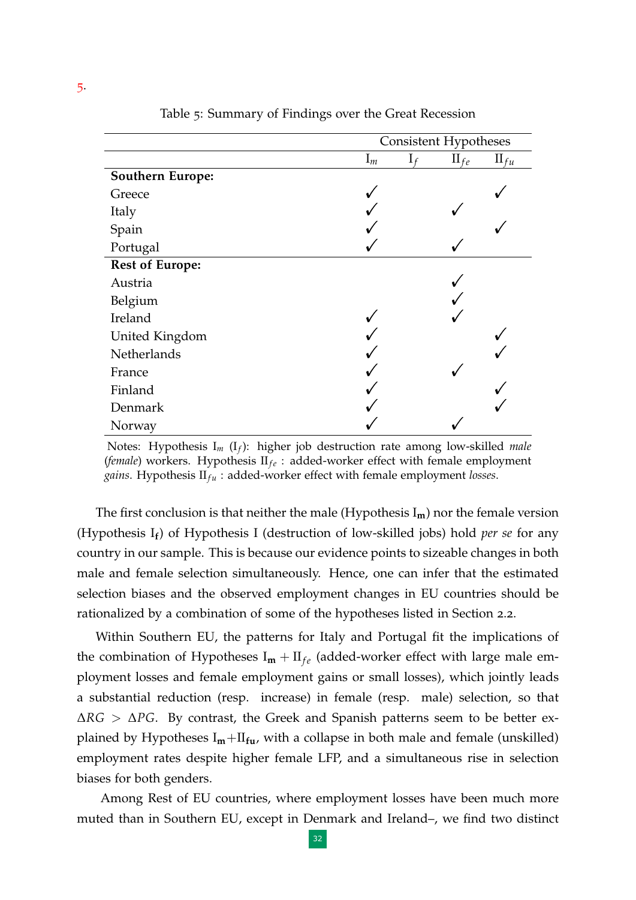5.

Table 5: Summary of Findings over the Great Recession

| | Consistent Hypotheses | | | |
|---|---|---|---|---|
| | $I_m$ | $I_f$ | $II_{fe}$ | $II_{fu}$ |
| **Southern Europe:** | | | | |
| Greece | ✓ | | | ✓ |
| Italy | ✓ | | ✓ | |
| Spain | ✓ | | | ✓ |
| Portugal | ✓ | | ✓ | |
| **Rest of Europe:** | | | | |
| Austria | | | ✓ | |
| Belgium | | | ✓ | |
| Ireland | ✓ | | ✓ | |
| United Kingdom | ✓ | | | ✓ |
| Netherlands | ✓ | | | ✓ |
| France | ✓ | | ✓ | |
| Finland | ✓ | | | ✓ |
| Denmark | ✓ | | | ✓ |
| Norway | ✓ | | ✓ | |

Notes: Hypothesis $I_m$ ($I_f$): higher job destruction rate among low-skilled *male* (*female*) workers. Hypothesis $II_{fe}$ : added-worker effect with female employment *gains*. Hypothesis $II_{fu}$ : added-worker effect with female employment *losses*.

The first conclusion is that neither the male (Hypothesis $\mathbf{I_m}$) nor the female version (Hypothesis $\mathbf{I_f}$) of Hypothesis I (destruction of low-skilled jobs) hold *per se* for any country in our sample. This is because our evidence points to sizeable changes in both male and female selection simultaneously. Hence, one can infer that the estimated selection biases and the observed employment changes in EU countries should be rationalized by a combination of some of the hypotheses listed in Section 2.2.

Within Southern EU, the patterns for Italy and Portugal fit the implications of the combination of Hypotheses $\mathbf{I_m} + II_{fe}$ (added-worker effect with large male employment losses and female employment gains or small losses), which jointly leads a substantial reduction (resp. increase) in female (resp. male) selection, so that $\Delta RG > \Delta PG$. By contrast, the Greek and Spanish patterns seem to be better explained by Hypotheses $\mathbf{I_m}$+$\mathbf{II_{fu}}$, with a collapse in both male and female (unskilled) employment rates despite higher female LFP, and a simultaneous rise in selection biases for both genders.

Among Rest of EU countries, where employment losses have been much more muted than in Southern EU, except in Denmark and Ireland–, we find two distinct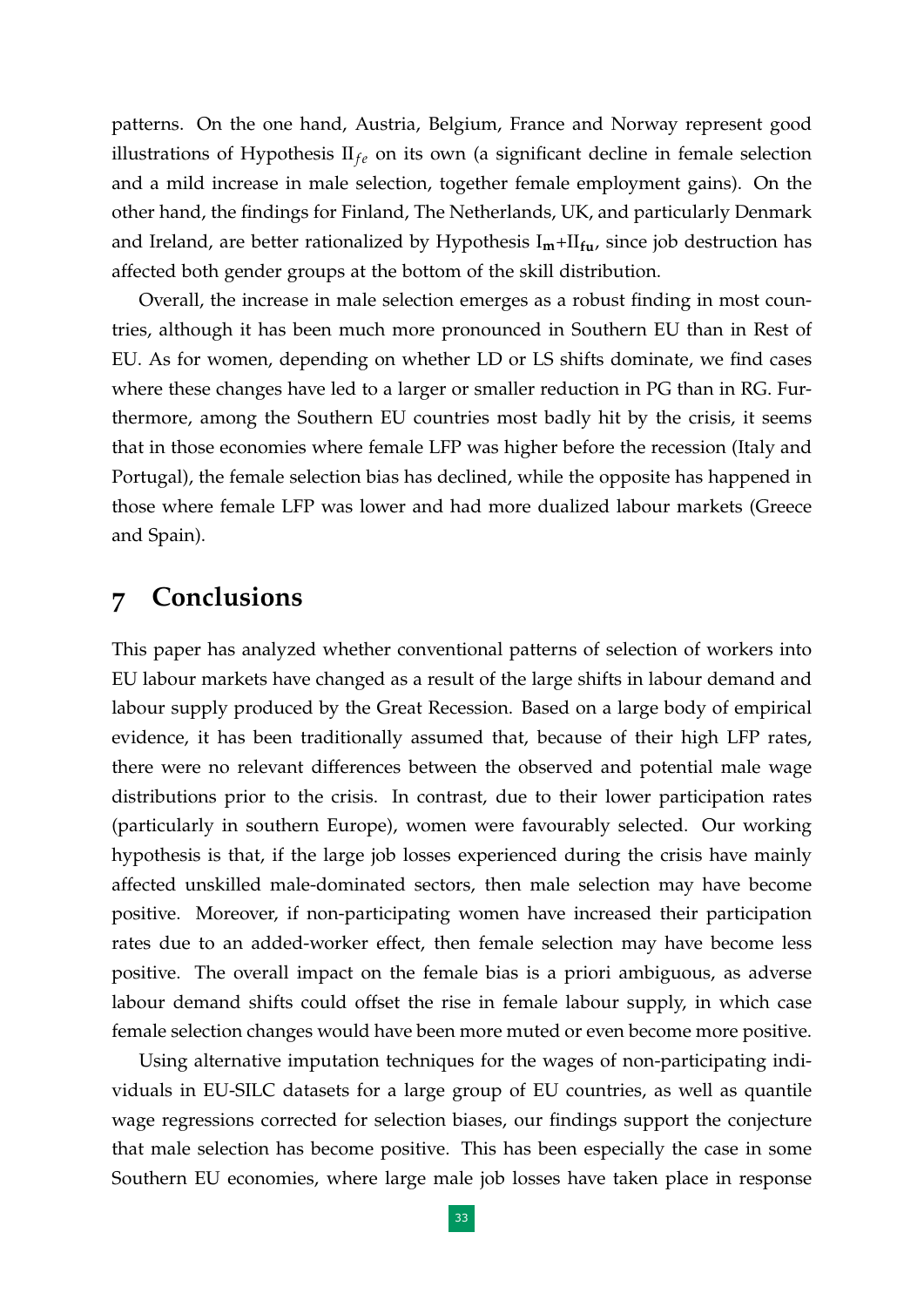patterns. On the one hand, Austria, Belgium, France and Norway represent good illustrations of Hypothesis $\text{II}_{fe}$ on its own (a significant decline in female selection and a mild increase in male selection, together female employment gains). On the other hand, the findings for Finland, The Netherlands, UK, and particularly Denmark and Ireland, are better rationalized by Hypothesis $\mathbf{I_m}$+$\text{II}_{\mathbf{fu}}$, since job destruction has affected both gender groups at the bottom of the skill distribution.

Overall, the increase in male selection emerges as a robust finding in most countries, although it has been much more pronounced in Southern EU than in Rest of EU. As for women, depending on whether LD or LS shifts dominate, we find cases where these changes have led to a larger or smaller reduction in PG than in RG. Furthermore, among the Southern EU countries most badly hit by the crisis, it seems that in those economies where female LFP was higher before the recession (Italy and Portugal), the female selection bias has declined, while the opposite has happened in those where female LFP was lower and had more dualized labour markets (Greece and Spain).

# 7 Conclusions

This paper has analyzed whether conventional patterns of selection of workers into EU labour markets have changed as a result of the large shifts in labour demand and labour supply produced by the Great Recession. Based on a large body of empirical evidence, it has been traditionally assumed that, because of their high LFP rates, there were no relevant differences between the observed and potential male wage distributions prior to the crisis. In contrast, due to their lower participation rates (particularly in southern Europe), women were favourably selected. Our working hypothesis is that, if the large job losses experienced during the crisis have mainly affected unskilled male-dominated sectors, then male selection may have become positive. Moreover, if non-participating women have increased their participation rates due to an added-worker effect, then female selection may have become less positive. The overall impact on the female bias is a priori ambiguous, as adverse labour demand shifts could offset the rise in female labour supply, in which case female selection changes would have been more muted or even become more positive.

Using alternative imputation techniques for the wages of non-participating individuals in EU-SILC datasets for a large group of EU countries, as well as quantile wage regressions corrected for selection biases, our findings support the conjecture that male selection has become positive. This has been especially the case in some Southern EU economies, where large male job losses have taken place in response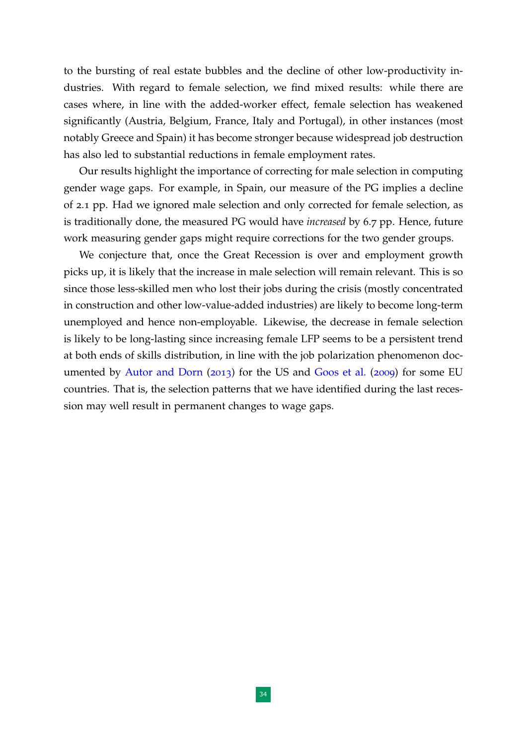to the bursting of real estate bubbles and the decline of other low-productivity industries. With regard to female selection, we find mixed results: while there are cases where, in line with the added-worker effect, female selection has weakened significantly (Austria, Belgium, France, Italy and Portugal), in other instances (most notably Greece and Spain) it has become stronger because widespread job destruction has also led to substantial reductions in female employment rates.

Our results highlight the importance of correcting for male selection in computing gender wage gaps. For example, in Spain, our measure of the PG implies a decline of 2.1 pp. Had we ignored male selection and only corrected for female selection, as is traditionally done, the measured PG would have *increased* by 6.7 pp. Hence, future work measuring gender gaps might require corrections for the two gender groups.

We conjecture that, once the Great Recession is over and employment growth picks up, it is likely that the increase in male selection will remain relevant. This is so since those less-skilled men who lost their jobs during the crisis (mostly concentrated in construction and other low-value-added industries) are likely to become long-term unemployed and hence non-employable. Likewise, the decrease in female selection is likely to be long-lasting since increasing female LFP seems to be a persistent trend at both ends of skills distribution, in line with the job polarization phenomenon documented by Autor and Dorn (2013) for the US and Goos et al. (2009) for some EU countries. That is, the selection patterns that we have identified during the last recession may well result in permanent changes to wage gaps.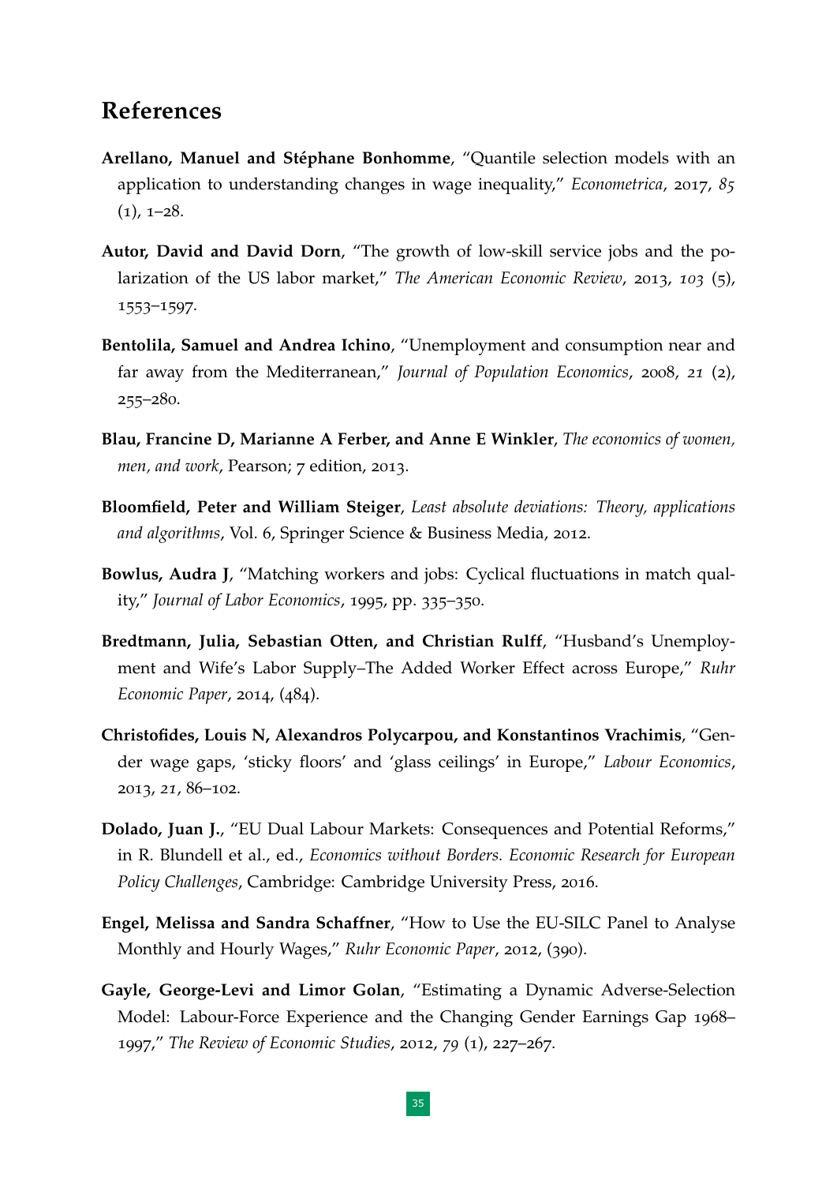## References

**Arellano, Manuel and Stéphane Bonhomme**, "Quantile selection models with an application to understanding changes in wage inequality," *Econometrica*, 2017, *85* (1), 1–28.

**Autor, David and David Dorn**, "The growth of low-skill service jobs and the polarization of the US labor market," *The American Economic Review*, 2013, *103* (5), 1553–1597.

**Bentolila, Samuel and Andrea Ichino**, "Unemployment and consumption near and far away from the Mediterranean," *Journal of Population Economics*, 2008, *21* (2), 255–280.

**Blau, Francine D, Marianne A Ferber, and Anne E Winkler**, *The economics of women, men, and work*, Pearson; 7 edition, 2013.

**Bloomfield, Peter and William Steiger**, *Least absolute deviations: Theory, applications and algorithms*, Vol. 6, Springer Science & Business Media, 2012.

**Bowlus, Audra J**, "Matching workers and jobs: Cyclical fluctuations in match quality," *Journal of Labor Economics*, 1995, pp. 335–350.

**Bredtmann, Julia, Sebastian Otten, and Christian Rulff**, "Husband's Unemployment and Wife's Labor Supply–The Added Worker Effect across Europe," *Ruhr Economic Paper*, 2014, (484).

**Christofides, Louis N, Alexandros Polycarpou, and Konstantinos Vrachimis**, "Gender wage gaps, 'sticky floors' and 'glass ceilings' in Europe," *Labour Economics*, 2013, *21*, 86–102.

**Dolado, Juan J.**, "EU Dual Labour Markets: Consequences and Potential Reforms," in R. Blundell et al., ed., *Economics without Borders. Economic Research for European Policy Challenges*, Cambridge: Cambridge University Press, 2016.

**Engel, Melissa and Sandra Schaffner**, "How to Use the EU-SILC Panel to Analyse Monthly and Hourly Wages," *Ruhr Economic Paper*, 2012, (390).

**Gayle, George-Levi and Limor Golan**, "Estimating a Dynamic Adverse-Selection Model: Labour-Force Experience and the Changing Gender Earnings Gap 1968–1997," *The Review of Economic Studies*, 2012, *79* (1), 227–267.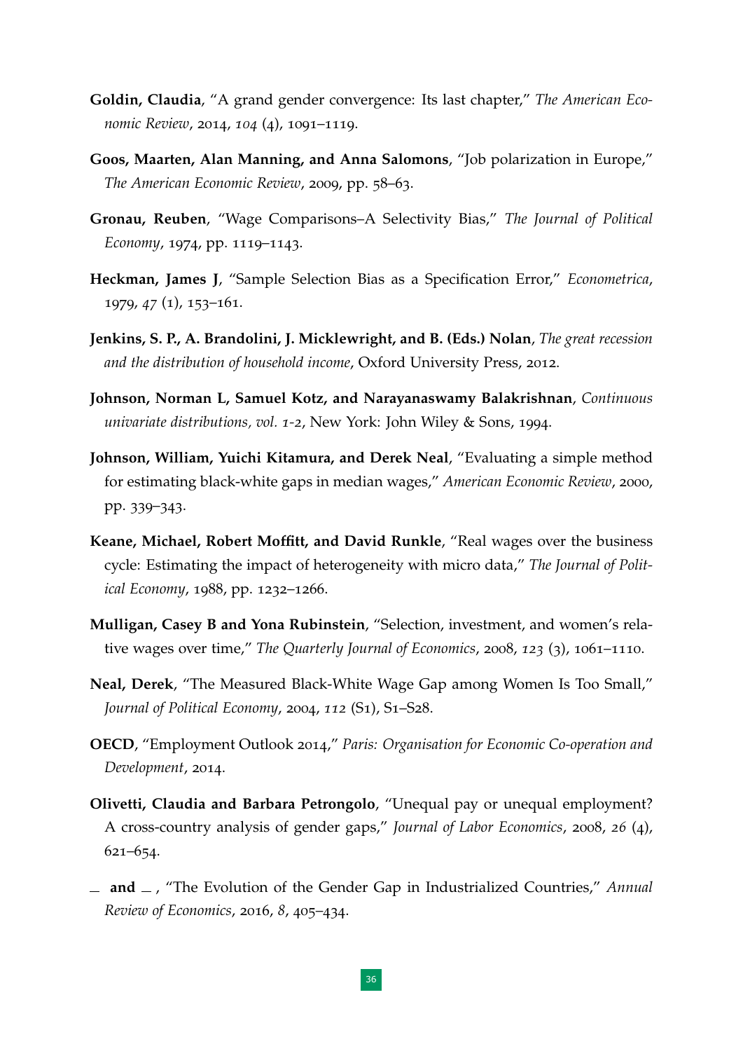**Goldin, Claudia**, "A grand gender convergence: Its last chapter," *The American Economic Review*, 2014, *104* (4), 1091–1119.

**Goos, Maarten, Alan Manning, and Anna Salomons**, "Job polarization in Europe," *The American Economic Review*, 2009, pp. 58–63.

**Gronau, Reuben**, "Wage Comparisons–A Selectivity Bias," *The Journal of Political Economy*, 1974, pp. 1119–1143.

**Heckman, James J**, "Sample Selection Bias as a Specification Error," *Econometrica*, 1979, *47* (1), 153–161.

**Jenkins, S. P., A. Brandolini, J. Micklewright, and B. (Eds.) Nolan**, *The great recession and the distribution of household income*, Oxford University Press, 2012.

**Johnson, Norman L, Samuel Kotz, and Narayanaswamy Balakrishnan**, *Continuous univariate distributions, vol. 1-2*, New York: John Wiley & Sons, 1994.

**Johnson, William, Yuichi Kitamura, and Derek Neal**, "Evaluating a simple method for estimating black-white gaps in median wages," *American Economic Review*, 2000, pp. 339–343.

**Keane, Michael, Robert Moffitt, and David Runkle**, "Real wages over the business cycle: Estimating the impact of heterogeneity with micro data," *The Journal of Political Economy*, 1988, pp. 1232–1266.

**Mulligan, Casey B and Yona Rubinstein**, "Selection, investment, and women's relative wages over time," *The Quarterly Journal of Economics*, 2008, *123* (3), 1061–1110.

**Neal, Derek**, "The Measured Black-White Wage Gap among Women Is Too Small," *Journal of Political Economy*, 2004, *112* (S1), S1–S28.

**OECD**, "Employment Outlook 2014," *Paris: Organisation for Economic Co-operation and Development*, 2014.

**Olivetti, Claudia and Barbara Petrongolo**, "Unequal pay or unequal employment? A cross-country analysis of gender gaps," *Journal of Labor Economics*, 2008, *26* (4), 621–654.

_ **and** _ , "The Evolution of the Gender Gap in Industrialized Countries," *Annual Review of Economics*, 2016, *8*, 405–434.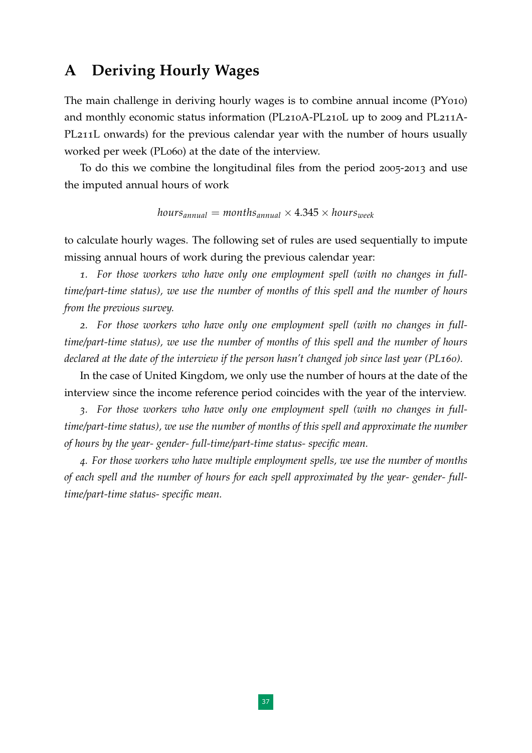# A Deriving Hourly Wages

The main challenge in deriving hourly wages is to combine annual income (PY010) and monthly economic status information (PL210A-PL210L up to 2009 and PL211A-PL211L onwards) for the previous calendar year with the number of hours usually worked per week (PL060) at the date of the interview.

To do this we combine the longitudinal files from the period 2005-2013 and use the imputed annual hours of work

$$hours_{annual} = months_{annual} \times 4.345 \times hours_{week}$$

to calculate hourly wages. The following set of rules are used sequentially to impute missing annual hours of work during the previous calendar year:

*1. For those workers who have only one employment spell (with no changes in full-time/part-time status), we use the number of months of this spell and the number of hours from the previous survey.*

*2. For those workers who have only one employment spell (with no changes in full-time/part-time status), we use the number of months of this spell and the number of hours declared at the date of the interview if the person hasn't changed job since last year (PL160).*

In the case of United Kingdom, we only use the number of hours at the date of the interview since the income reference period coincides with the year of the interview.

*3. For those workers who have only one employment spell (with no changes in full-time/part-time status), we use the number of months of this spell and approximate the number of hours by the year- gender- full-time/part-time status- specific mean.*

*4. For those workers who have multiple employment spells, we use the number of months of each spell and the number of hours for each spell approximated by the year- gender- full-time/part-time status- specific mean.*